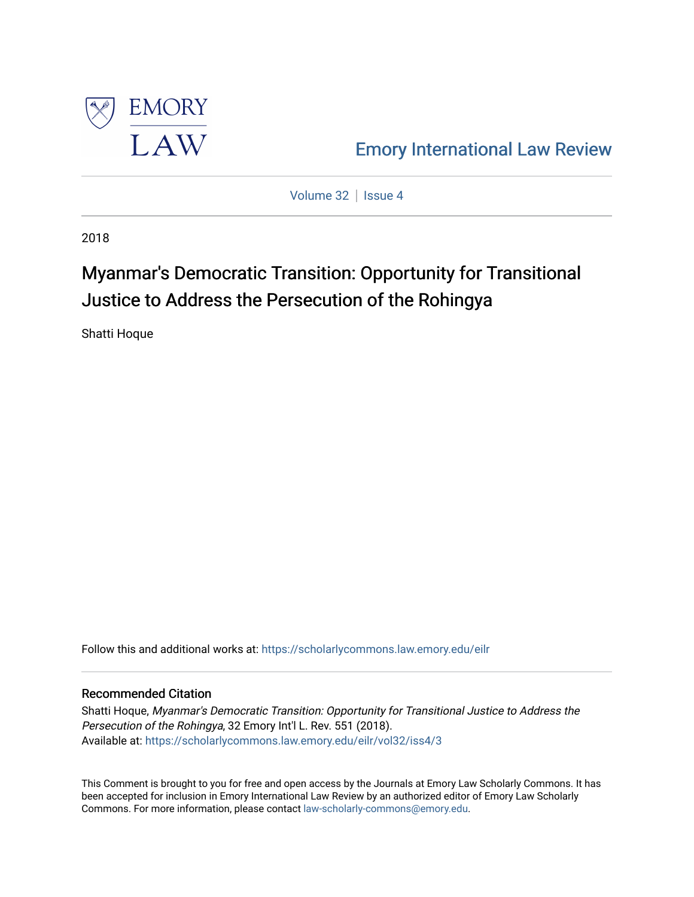Emory International Law Review

Volume 32 | Issue 4

2018

# Myanmar's Democratic Transition: Opportunity for Transitional Justice to Address the Persecution of the Rohingya

Shatti Hoque

Follow this and additional works at: https://scholarlycommons.law.emory.edu/eilr

## Recommended Citation

Shatti Hoque, *Myanmar's Democratic Transition: Opportunity for Transitional Justice to Address the Persecution of the Rohingya*, 32 Emory Int'l L. Rev. 551 (2018).
Available at: https://scholarlycommons.law.emory.edu/eilr/vol32/iss4/3

This Comment is brought to you for free and open access by the Journals at Emory Law Scholarly Commons. It has been accepted for inclusion in Emory International Law Review by an authorized editor of Emory Law Scholarly Commons. For more information, please contact law-scholarly-commons@emory.edu.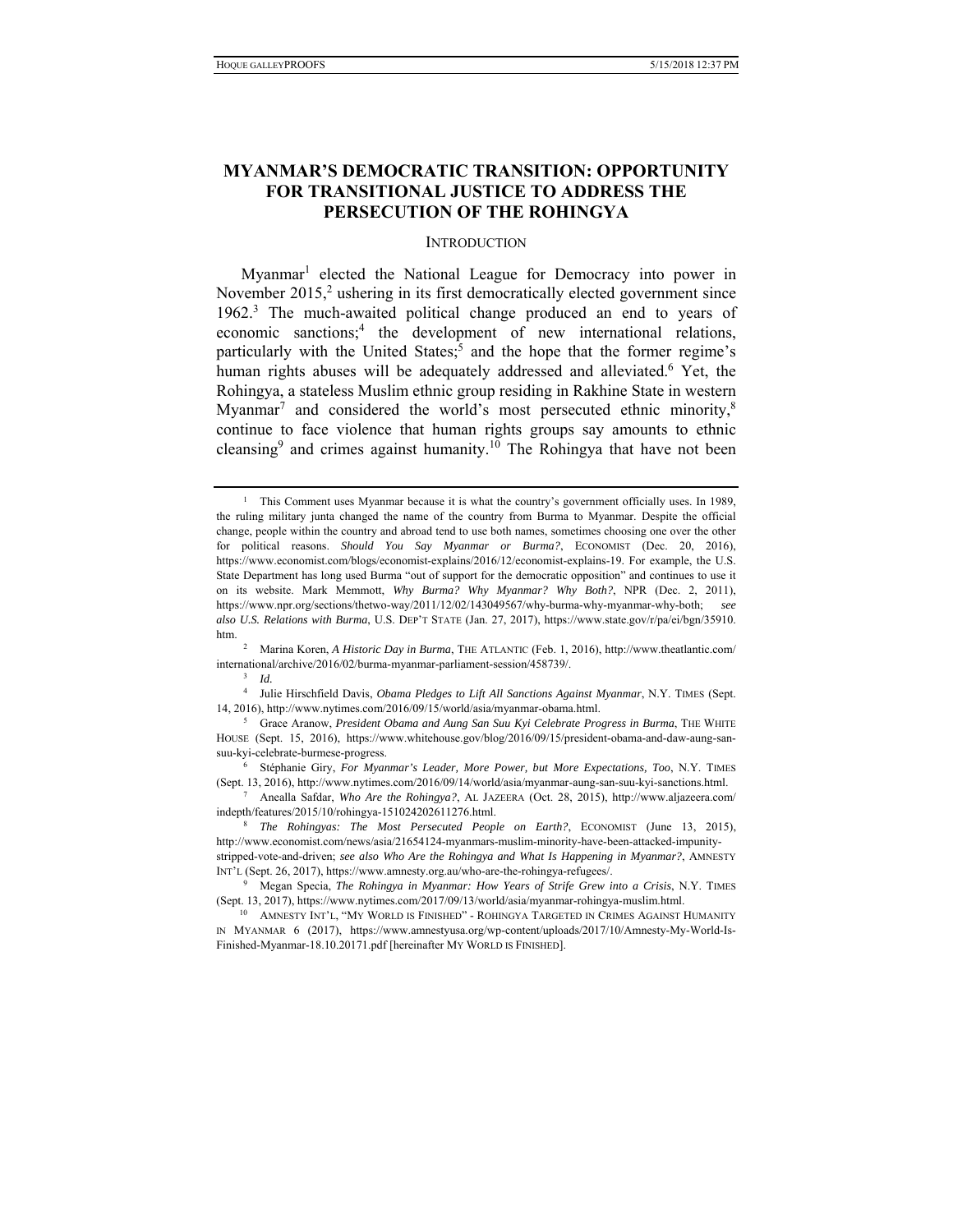# MYANMAR'S DEMOCRATIC TRANSITION: OPPORTUNITY FOR TRANSITIONAL JUSTICE TO ADDRESS THE PERSECUTION OF THE ROHINGYA

## INTRODUCTION

Myanmar[1] elected the National League for Democracy into power in November 2015,[2] ushering in its first democratically elected government since 1962.[3] The much-awaited political change produced an end to years of economic sanctions;[4] the development of new international relations, particularly with the United States;[5] and the hope that the former regime's human rights abuses will be adequately addressed and alleviated.[6] Yet, the Rohingya, a stateless Muslim ethnic group residing in Rakhine State in western Myanmar[7] and considered the world's most persecuted ethnic minority,[8] continue to face violence that human rights groups say amounts to ethnic cleansing[9] and crimes against humanity.[10] The Rohingya that have not been

---

[1] This Comment uses Myanmar because it is what the country's government officially uses. In 1989, the ruling military junta changed the name of the country from Burma to Myanmar. Despite the official change, people within the country and abroad tend to use both names, sometimes choosing one over the other for political reasons. *Should You Say Myanmar or Burma?*, ECONOMIST (Dec. 20, 2016), https://www.economist.com/blogs/economist-explains/2016/12/economist-explains-19. For example, the U.S. State Department has long used Burma "out of support for the democratic opposition" and continues to use it on its website. Mark Memmott, *Why Burma? Why Myanmar? Why Both?*, NPR (Dec. 2, 2011), https://www.npr.org/sections/thetwo-way/2011/12/02/143049567/why-burma-why-myanmar-why-both; *see also U.S. Relations with Burma*, U.S. DEP'T STATE (Jan. 27, 2017), https://www.state.gov/r/pa/ei/bgn/35910.htm.

[2] Marina Koren, *A Historic Day in Burma*, THE ATLANTIC (Feb. 1, 2016), http://www.theatlantic.com/international/archive/2016/02/burma-myanmar-parliament-session/458739/.

[3] *Id.*

[4] Julie Hirschfield Davis, *Obama Pledges to Lift All Sanctions Against Myanmar*, N.Y. TIMES (Sept. 14, 2016), http://www.nytimes.com/2016/09/15/world/asia/myanmar-obama.html.

[5] Grace Aranow, *President Obama and Aung San Suu Kyi Celebrate Progress in Burma*, THE WHITE HOUSE (Sept. 15, 2016), https://www.whitehouse.gov/blog/2016/09/15/president-obama-and-daw-aung-san-suu-kyi-celebrate-burmese-progress.

[6] Stéphanie Giry, *For Myanmar's Leader, More Power, but More Expectations, Too*, N.Y. TIMES (Sept. 13, 2016), http://www.nytimes.com/2016/09/14/world/asia/myanmar-aung-san-suu-kyi-sanctions.html.

[7] Anealla Safdar, *Who Are the Rohingya?*, AL JAZEERA (Oct. 28, 2015), http://www.aljazeera.com/indepth/features/2015/10/rohingya-151024202611276.html.

[8] *The Rohingyas: The Most Persecuted People on Earth?*, ECONOMIST (June 13, 2015), http://www.economist.com/news/asia/21654124-myanmars-muslim-minority-have-been-attacked-impunity-stripped-vote-and-driven; *see also Who Are the Rohingya and What Is Happening in Myanmar?*, AMNESTY INT'L (Sept. 26, 2017), https://www.amnesty.org.au/who-are-the-rohingya-refugees/.

[9] Megan Specia, *The Rohingya in Myanmar: How Years of Strife Grew into a Crisis*, N.Y. TIMES (Sept. 13, 2017), https://www.nytimes.com/2017/09/13/world/asia/myanmar-rohingya-muslim.html.

[10] AMNESTY INT'L, "MY WORLD IS FINISHED" - ROHINGYA TARGETED IN CRIMES AGAINST HUMANITY IN MYANMAR 6 (2017), https://www.amnestyusa.org/wp-content/uploads/2017/10/Amnesty-My-World-Is-Finished-Myanmar-18.10.20171.pdf [hereinafter MY WORLD IS FINISHED].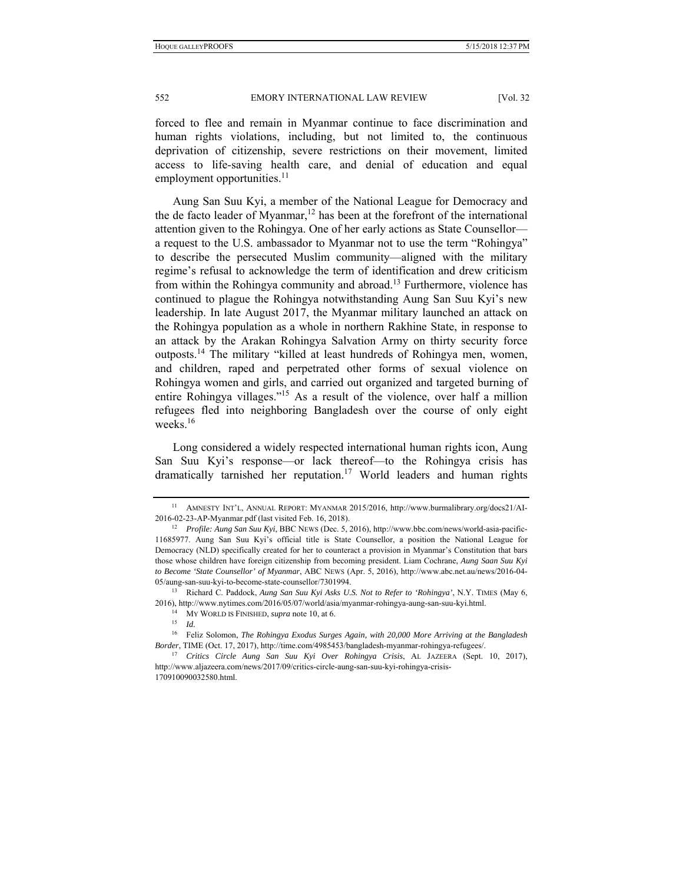forced to flee and remain in Myanmar continue to face discrimination and human rights violations, including, but not limited to, the continuous deprivation of citizenship, severe restrictions on their movement, limited access to life-saving health care, and denial of education and equal employment opportunities.[11]

Aung San Suu Kyi, a member of the National League for Democracy and the de facto leader of Myanmar,[12] has been at the forefront of the international attention given to the Rohingya. One of her early actions as State Counsellor—a request to the U.S. ambassador to Myanmar not to use the term "Rohingya" to describe the persecuted Muslim community—aligned with the military regime's refusal to acknowledge the term of identification and drew criticism from within the Rohingya community and abroad.[13] Furthermore, violence has continued to plague the Rohingya notwithstanding Aung San Suu Kyi's new leadership. In late August 2017, the Myanmar military launched an attack on the Rohingya population as a whole in northern Rakhine State, in response to an attack by the Arakan Rohingya Salvation Army on thirty security force outposts.[14] The military "killed at least hundreds of Rohingya men, women, and children, raped and perpetrated other forms of sexual violence on Rohingya women and girls, and carried out organized and targeted burning of entire Rohingya villages."[15] As a result of the violence, over half a million refugees fled into neighboring Bangladesh over the course of only eight weeks.[16]

Long considered a widely respected international human rights icon, Aung San Suu Kyi's response—or lack thereof—to the Rohingya crisis has dramatically tarnished her reputation.[17] World leaders and human rights

---

[11] AMNESTY INT'L, ANNUAL REPORT: MYANMAR 2015/2016, http://www.burmalibrary.org/docs21/AI-2016-02-23-AP-Myanmar.pdf (last visited Feb. 16, 2018).

[12] *Profile: Aung San Suu Kyi*, BBC NEWS (Dec. 5, 2016), http://www.bbc.com/news/world-asia-pacific-11685977. Aung San Suu Kyi's official title is State Counsellor, a position the National League for Democracy (NLD) specifically created for her to counteract a provision in Myanmar's Constitution that bars those whose children have foreign citizenship from becoming president. Liam Cochrane, *Aung Saan Suu Kyi to Become 'State Counsellor' of Myanmar*, ABC NEWS (Apr. 5, 2016), http://www.abc.net.au/news/2016-04-05/aung-san-suu-kyi-to-become-state-counsellor/7301994.

[13] Richard C. Paddock, *Aung San Suu Kyi Asks U.S. Not to Refer to 'Rohingya'*, N.Y. TIMES (May 6, 2016), http://www.nytimes.com/2016/05/07/world/asia/myanmar-rohingya-aung-san-suu-kyi.html.

[14] MY WORLD IS FINISHED, *supra* note 10, at 6.

[15] *Id.*

[16] Feliz Solomon, *The Rohingya Exodus Surges Again, with 20,000 More Arriving at the Bangladesh Border*, TIME (Oct. 17, 2017), http://time.com/4985453/bangladesh-myanmar-rohingya-refugees/.

[17] *Critics Circle Aung San Suu Kyi Over Rohingya Crisis*, AL JAZEERA (Sept. 10, 2017), http://www.aljazeera.com/news/2017/09/critics-circle-aung-san-suu-kyi-rohingya-crisis-170910090032580.html.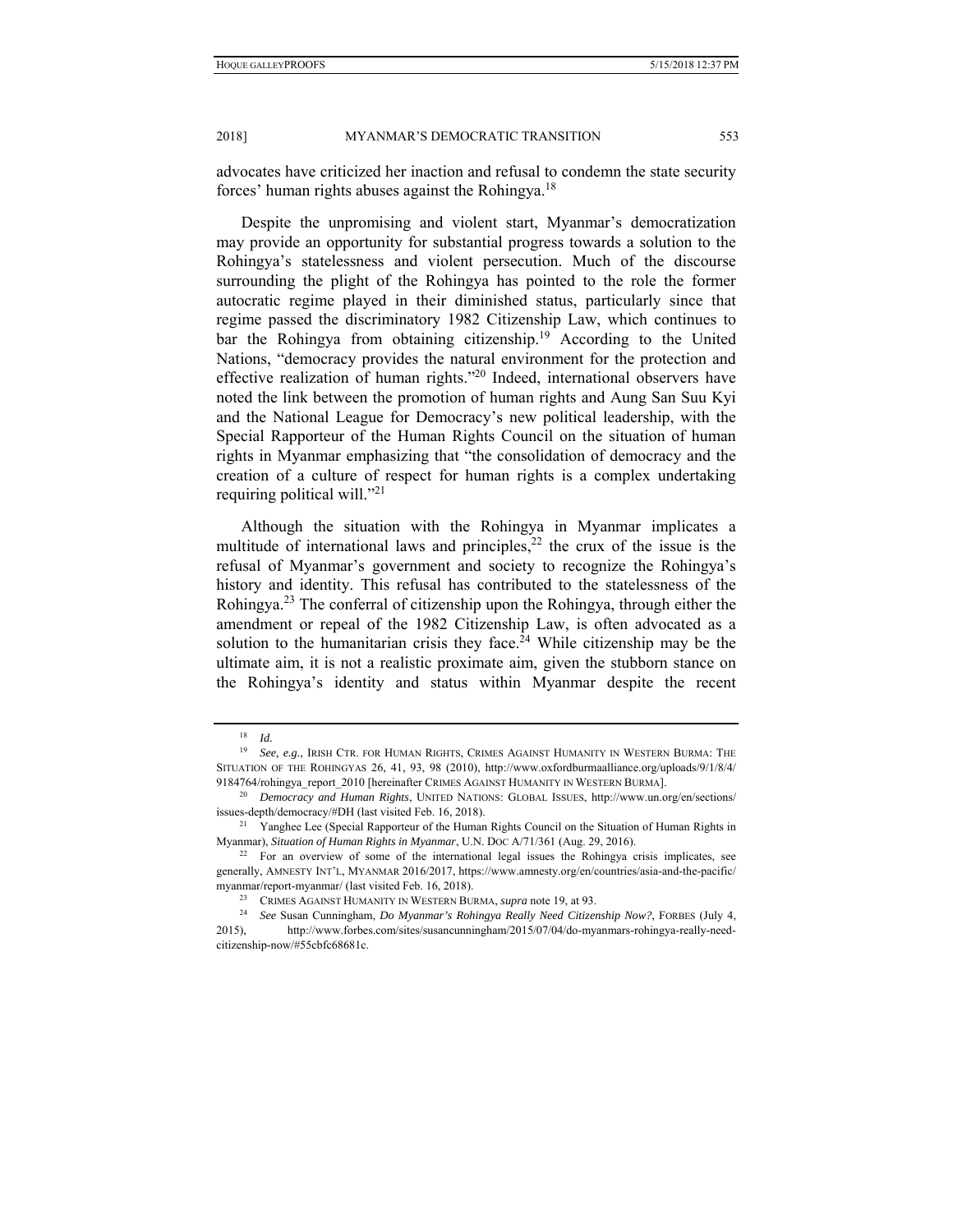advocates have criticized her inaction and refusal to condemn the state security forces' human rights abuses against the Rohingya.[18]

Despite the unpromising and violent start, Myanmar's democratization may provide an opportunity for substantial progress towards a solution to the Rohingya's statelessness and violent persecution. Much of the discourse surrounding the plight of the Rohingya has pointed to the role the former autocratic regime played in their diminished status, particularly since that regime passed the discriminatory 1982 Citizenship Law, which continues to bar the Rohingya from obtaining citizenship.[19] According to the United Nations, "democracy provides the natural environment for the protection and effective realization of human rights."[20] Indeed, international observers have noted the link between the promotion of human rights and Aung San Suu Kyi and the National League for Democracy's new political leadership, with the Special Rapporteur of the Human Rights Council on the situation of human rights in Myanmar emphasizing that "the consolidation of democracy and the creation of a culture of respect for human rights is a complex undertaking requiring political will."[21]

Although the situation with the Rohingya in Myanmar implicates a multitude of international laws and principles,[22] the crux of the issue is the refusal of Myanmar's government and society to recognize the Rohingya's history and identity. This refusal has contributed to the statelessness of the Rohingya.[23] The conferral of citizenship upon the Rohingya, through either the amendment or repeal of the 1982 Citizenship Law, is often advocated as a solution to the humanitarian crisis they face.[24] While citizenship may be the ultimate aim, it is not a realistic proximate aim, given the stubborn stance on the Rohingya's identity and status within Myanmar despite the recent

---

[18] *Id.*

[19] *See, e.g.*, IRISH CTR. FOR HUMAN RIGHTS, CRIMES AGAINST HUMANITY IN WESTERN BURMA: THE SITUATION OF THE ROHINGYAS 26, 41, 93, 98 (2010), http://www.oxfordburmaalliance.org/uploads/9/1/8/4/9184764/rohingya_report_2010 [hereinafter CRIMES AGAINST HUMANITY IN WESTERN BURMA].

[20] *Democracy and Human Rights*, UNITED NATIONS: GLOBAL ISSUES, http://www.un.org/en/sections/issues-depth/democracy/#DH (last visited Feb. 16, 2018).

[21] Yanghee Lee (Special Rapporteur of the Human Rights Council on the Situation of Human Rights in Myanmar), *Situation of Human Rights in Myanmar*, U.N. DOC A/71/361 (Aug. 29, 2016).

[22] For an overview of some of the international legal issues the Rohingya crisis implicates, see generally, AMNESTY INT'L, MYANMAR 2016/2017, https://www.amnesty.org/en/countries/asia-and-the-pacific/myanmar/report-myanmar/ (last visited Feb. 16, 2018).

[23] CRIMES AGAINST HUMANITY IN WESTERN BURMA, *supra* note 19, at 93.

[24] *See* Susan Cunningham, *Do Myanmar's Rohingya Really Need Citizenship Now?*, FORBES (July 4, 2015), http://www.forbes.com/sites/susancunningham/2015/07/04/do-myanmars-rohingya-really-need-citizenship-now/#55cbfc68681c.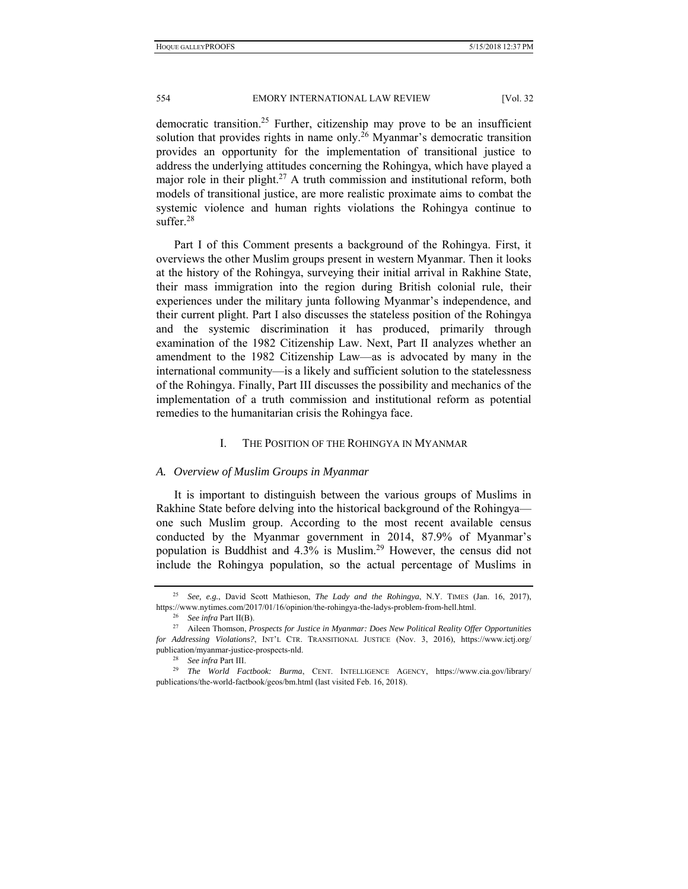democratic transition.[25] Further, citizenship may prove to be an insufficient solution that provides rights in name only.[26] Myanmar's democratic transition provides an opportunity for the implementation of transitional justice to address the underlying attitudes concerning the Rohingya, which have played a major role in their plight.[27] A truth commission and institutional reform, both models of transitional justice, are more realistic proximate aims to combat the systemic violence and human rights violations the Rohingya continue to suffer.[28]

Part I of this Comment presents a background of the Rohingya. First, it overviews the other Muslim groups present in western Myanmar. Then it looks at the history of the Rohingya, surveying their initial arrival in Rakhine State, their mass immigration into the region during British colonial rule, their experiences under the military junta following Myanmar's independence, and their current plight. Part I also discusses the stateless position of the Rohingya and the systemic discrimination it has produced, primarily through examination of the 1982 Citizenship Law. Next, Part II analyzes whether an amendment to the 1982 Citizenship Law—as is advocated by many in the international community—is a likely and sufficient solution to the statelessness of the Rohingya. Finally, Part III discusses the possibility and mechanics of the implementation of a truth commission and institutional reform as potential remedies to the humanitarian crisis the Rohingya face.

## I. THE POSITION OF THE ROHINGYA IN MYANMAR

### *A. Overview of Muslim Groups in Myanmar*

It is important to distinguish between the various groups of Muslims in Rakhine State before delving into the historical background of the Rohingya—one such Muslim group. According to the most recent available census conducted by the Myanmar government in 2014, 87.9% of Myanmar's population is Buddhist and 4.3% is Muslim.[29] However, the census did not include the Rohingya population, so the actual percentage of Muslims in

---

[25] *See, e.g.*, David Scott Mathieson, *The Lady and the Rohingya*, N.Y. TIMES (Jan. 16, 2017), https://www.nytimes.com/2017/01/16/opinion/the-rohingya-the-ladys-problem-from-hell.html.

[26] *See infra* Part II(B).

[27] Aileen Thomson, *Prospects for Justice in Myanmar: Does New Political Reality Offer Opportunities for Addressing Violations?*, INT'L CTR. TRANSITIONAL JUSTICE (Nov. 3, 2016), https://www.ictj.org/publication/myanmar-justice-prospects-nld.

[28] *See infra* Part III.

[29] *The World Factbook: Burma*, CENT. INTELLIGENCE AGENCY, https://www.cia.gov/library/publications/the-world-factbook/geos/bm.html (last visited Feb. 16, 2018).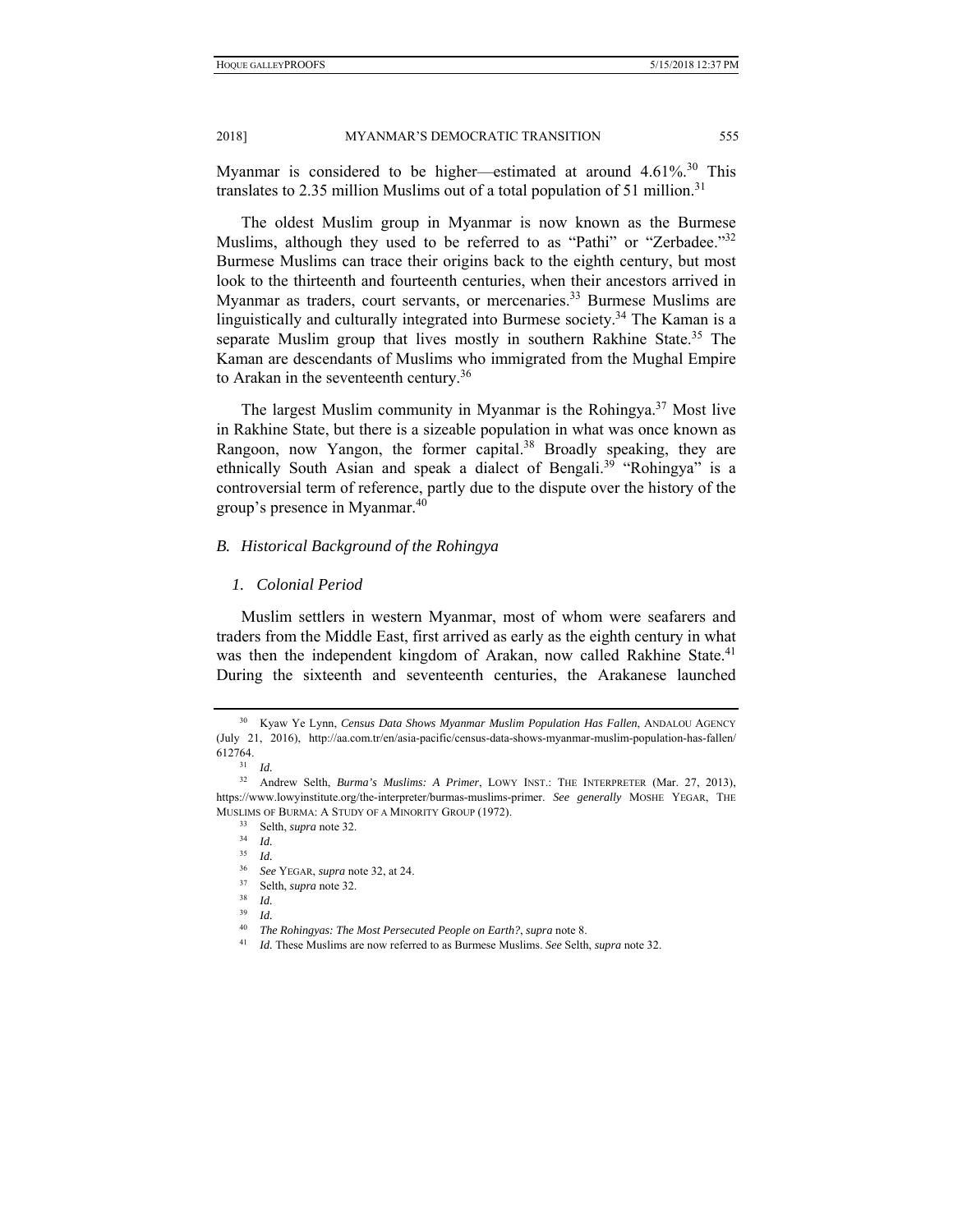Myanmar is considered to be higher—estimated at around 4.61%.[30] This translates to 2.35 million Muslims out of a total population of 51 million.[31]

The oldest Muslim group in Myanmar is now known as the Burmese Muslims, although they used to be referred to as "Pathi" or "Zerbadee."[32] Burmese Muslims can trace their origins back to the eighth century, but most look to the thirteenth and fourteenth centuries, when their ancestors arrived in Myanmar as traders, court servants, or mercenaries.[33] Burmese Muslims are linguistically and culturally integrated into Burmese society.[34] The Kaman is a separate Muslim group that lives mostly in southern Rakhine State.[35] The Kaman are descendants of Muslims who immigrated from the Mughal Empire to Arakan in the seventeenth century.[36]

The largest Muslim community in Myanmar is the Rohingya.[37] Most live in Rakhine State, but there is a sizeable population in what was once known as Rangoon, now Yangon, the former capital.[38] Broadly speaking, they are ethnically South Asian and speak a dialect of Bengali.[39] "Rohingya" is a controversial term of reference, partly due to the dispute over the history of the group's presence in Myanmar.[40]

### *B. Historical Background of the Rohingya*

#### *1. Colonial Period*

Muslim settlers in western Myanmar, most of whom were seafarers and traders from the Middle East, first arrived as early as the eighth century in what was then the independent kingdom of Arakan, now called Rakhine State.[41] During the sixteenth and seventeenth centuries, the Arakanese launched

---

[30] Kyaw Ye Lynn, *Census Data Shows Myanmar Muslim Population Has Fallen*, ANDALOU AGENCY (July 21, 2016), http://aa.com.tr/en/asia-pacific/census-data-shows-myanmar-muslim-population-has-fallen/612764.

[31] *Id.*

[32] Andrew Selth, *Burma's Muslims: A Primer*, LOWY INST.: THE INTERPRETER (Mar. 27, 2013), https://www.lowyinstitute.org/the-interpreter/burmas-muslims-primer. *See generally* MOSHE YEGAR, THE MUSLIMS OF BURMA: A STUDY OF A MINORITY GROUP (1972).

[33] Selth, *supra* note 32.

[34] *Id.*

[35] *Id.*

[36] *See* YEGAR, *supra* note 32, at 24.

[37] Selth, *supra* note 32.

[38] *Id.*

[39] *Id.*

[40] *The Rohingyas: The Most Persecuted People on Earth?*, *supra* note 8.

[41] *Id.* These Muslims are now referred to as Burmese Muslims. *See* Selth, *supra* note 32.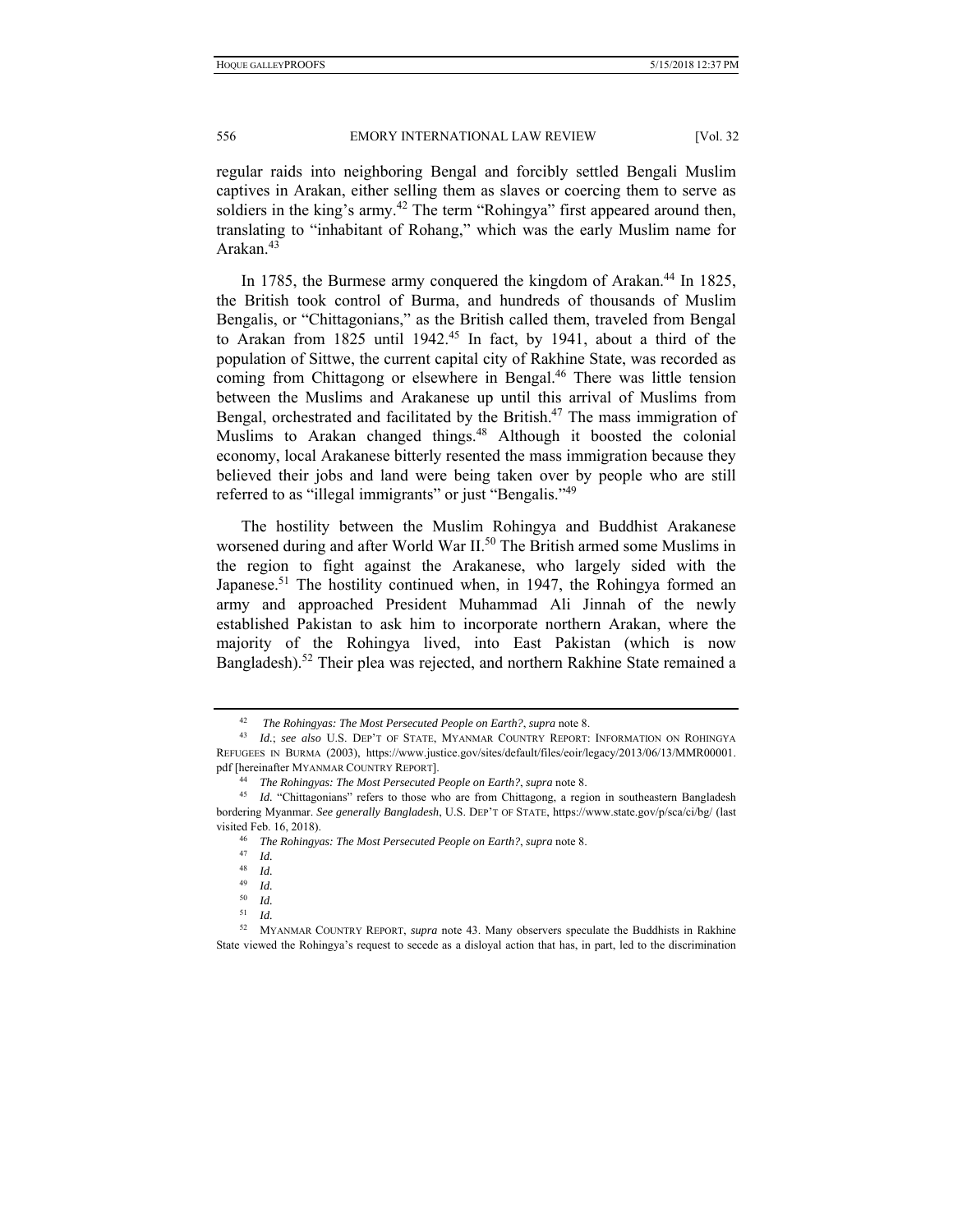regular raids into neighboring Bengal and forcibly settled Bengali Muslim captives in Arakan, either selling them as slaves or coercing them to serve as soldiers in the king's army.[42] The term "Rohingya" first appeared around then, translating to "inhabitant of Rohang," which was the early Muslim name for Arakan.[43]

In 1785, the Burmese army conquered the kingdom of Arakan.[44] In 1825, the British took control of Burma, and hundreds of thousands of Muslim Bengalis, or "Chittagonians," as the British called them, traveled from Bengal to Arakan from 1825 until 1942.[45] In fact, by 1941, about a third of the population of Sittwe, the current capital city of Rakhine State, was recorded as coming from Chittagong or elsewhere in Bengal.[46] There was little tension between the Muslims and Arakanese up until this arrival of Muslims from Bengal, orchestrated and facilitated by the British.[47] The mass immigration of Muslims to Arakan changed things.[48] Although it boosted the colonial economy, local Arakanese bitterly resented the mass immigration because they believed their jobs and land were being taken over by people who are still referred to as "illegal immigrants" or just "Bengalis."[49]

The hostility between the Muslim Rohingya and Buddhist Arakanese worsened during and after World War II.[50] The British armed some Muslims in the region to fight against the Arakanese, who largely sided with the Japanese.[51] The hostility continued when, in 1947, the Rohingya formed an army and approached President Muhammad Ali Jinnah of the newly established Pakistan to ask him to incorporate northern Arakan, where the majority of the Rohingya lived, into East Pakistan (which is now Bangladesh).[52] Their plea was rejected, and northern Rakhine State remained a

---

[42] *The Rohingyas: The Most Persecuted People on Earth?*, *supra* note 8.

[43] *Id.*; *see also* U.S. DEP'T OF STATE, MYANMAR COUNTRY REPORT: INFORMATION ON ROHINGYA REFUGEES IN BURMA (2003), https://www.justice.gov/sites/default/files/eoir/legacy/2013/06/13/MMR00001.pdf [hereinafter MYANMAR COUNTRY REPORT].

[44] *The Rohingyas: The Most Persecuted People on Earth?*, *supra* note 8.

[45] *Id.* "Chittagonians" refers to those who are from Chittagong, a region in southeastern Bangladesh bordering Myanmar. *See generally Bangladesh*, U.S. DEP'T OF STATE, https://www.state.gov/p/sca/ci/bg/ (last visited Feb. 16, 2018).

[46] *The Rohingyas: The Most Persecuted People on Earth?*, *supra* note 8.

[47] *Id.*

[48] *Id.*

[49] *Id.*

[50] *Id.*

[51] *Id.*

[52] MYANMAR COUNTRY REPORT, *supra* note 43. Many observers speculate the Buddhists in Rakhine State viewed the Rohingya's request to secede as a disloyal action that has, in part, led to the discrimination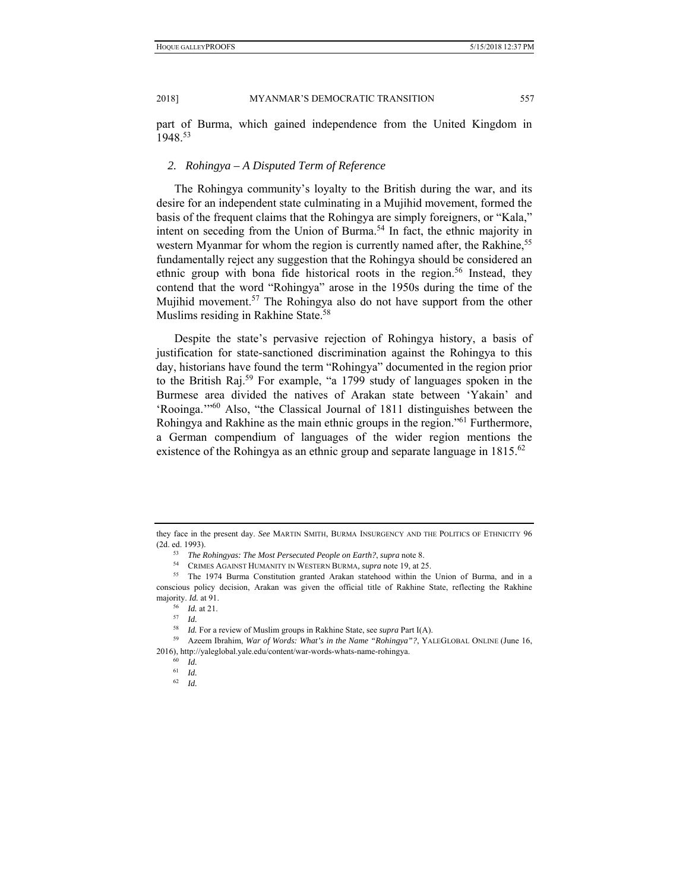part of Burma, which gained independence from the United Kingdom in 1948.[53]

### 2. *Rohingya – A Disputed Term of Reference*

The Rohingya community's loyalty to the British during the war, and its desire for an independent state culminating in a Mujihid movement, formed the basis of the frequent claims that the Rohingya are simply foreigners, or "Kala," intent on seceding from the Union of Burma.[54] In fact, the ethnic majority in western Myanmar for whom the region is currently named after, the Rakhine,[55] fundamentally reject any suggestion that the Rohingya should be considered an ethnic group with bona fide historical roots in the region.[56] Instead, they contend that the word "Rohingya" arose in the 1950s during the time of the Mujihid movement.[57] The Rohingya also do not have support from the other Muslims residing in Rakhine State.[58]

Despite the state's pervasive rejection of Rohingya history, a basis of justification for state-sanctioned discrimination against the Rohingya to this day, historians have found the term "Rohingya" documented in the region prior to the British Raj.[59] For example, "a 1799 study of languages spoken in the Burmese area divided the natives of Arakan state between 'Yakain' and 'Rooinga.'"[60] Also, "the Classical Journal of 1811 distinguishes between the Rohingya and Rakhine as the main ethnic groups in the region."[61] Furthermore, a German compendium of languages of the wider region mentions the existence of the Rohingya as an ethnic group and separate language in 1815.[62]

---

they face in the present day. *See* MARTIN SMITH, BURMA INSURGENCY AND THE POLITICS OF ETHNICITY 96 (2d. ed. 1993).

[53] *The Rohingyas: The Most Persecuted People on Earth?*, *supra* note 8.

[54] CRIMES AGAINST HUMANITY IN WESTERN BURMA, *supra* note 19, at 25.

[55] The 1974 Burma Constitution granted Arakan statehood within the Union of Burma, and in a conscious policy decision, Arakan was given the official title of Rakhine State, reflecting the Rakhine majority. *Id.* at 91.

[56] *Id.* at 21.

[57] *Id.*

[58] *Id.* For a review of Muslim groups in Rakhine State, see *supra* Part I(A).

[59] Azeem Ibrahim, *War of Words: What's in the Name "Rohingya"?*, YALEGLOBAL ONLINE (June 16, 2016), http://yaleglobal.yale.edu/content/war-words-whats-name-rohingya.

[60] *Id.*

[61] *Id.*

[62] *Id.*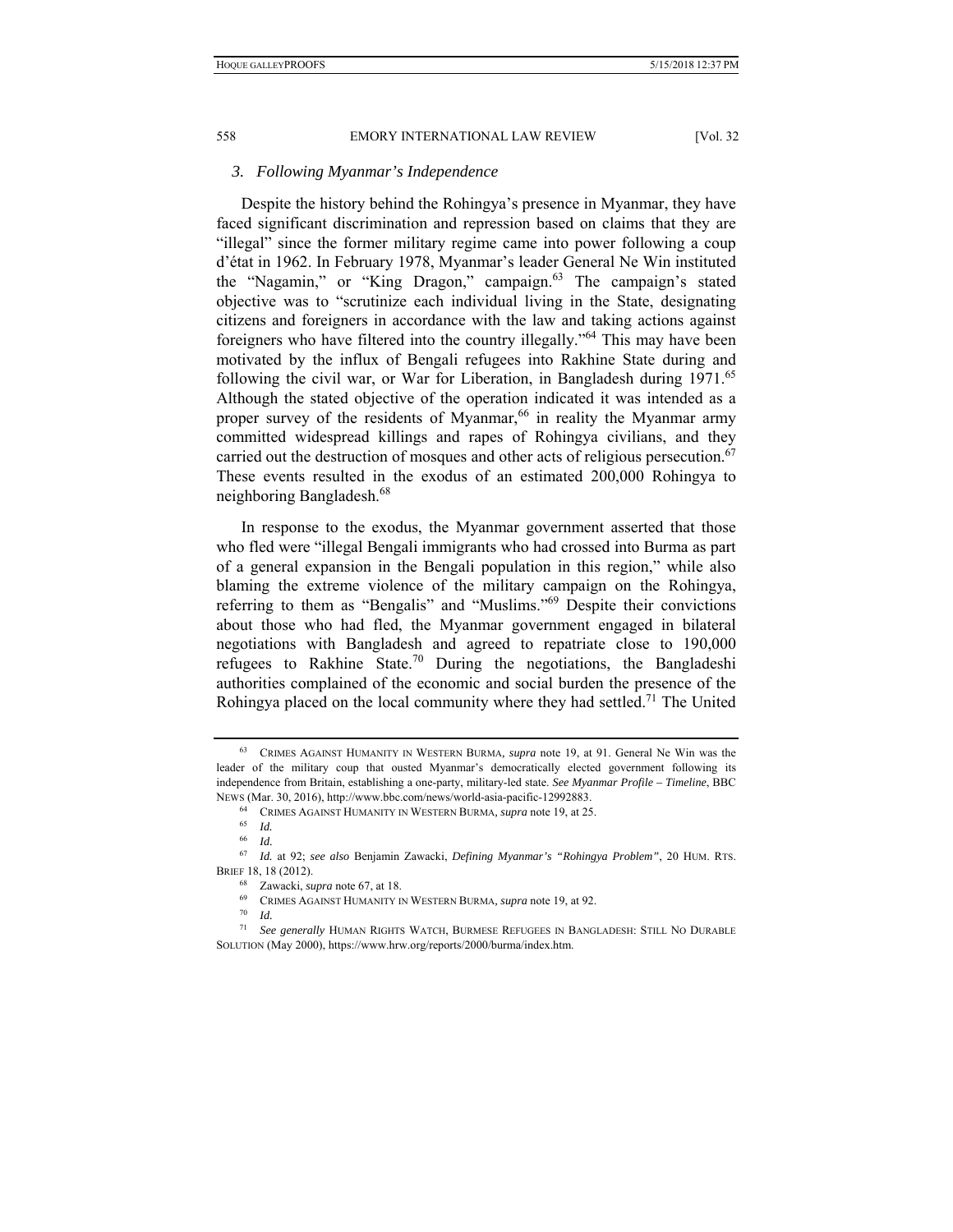### *3. Following Myanmar's Independence*

Despite the history behind the Rohingya's presence in Myanmar, they have faced significant discrimination and repression based on claims that they are "illegal" since the former military regime came into power following a coup d'état in 1962. In February 1978, Myanmar's leader General Ne Win instituted the "Nagamin," or "King Dragon," campaign.[63] The campaign's stated objective was to "scrutinize each individual living in the State, designating citizens and foreigners in accordance with the law and taking actions against foreigners who have filtered into the country illegally."[64] This may have been motivated by the influx of Bengali refugees into Rakhine State during and following the civil war, or War for Liberation, in Bangladesh during 1971.[65] Although the stated objective of the operation indicated it was intended as a proper survey of the residents of Myanmar,[66] in reality the Myanmar army committed widespread killings and rapes of Rohingya civilians, and they carried out the destruction of mosques and other acts of religious persecution.[67] These events resulted in the exodus of an estimated 200,000 Rohingya to neighboring Bangladesh.[68]

In response to the exodus, the Myanmar government asserted that those who fled were "illegal Bengali immigrants who had crossed into Burma as part of a general expansion in the Bengali population in this region," while also blaming the extreme violence of the military campaign on the Rohingya, referring to them as "Bengalis" and "Muslims."[69] Despite their convictions about those who had fled, the Myanmar government engaged in bilateral negotiations with Bangladesh and agreed to repatriate close to 190,000 refugees to Rakhine State.[70] During the negotiations, the Bangladeshi authorities complained of the economic and social burden the presence of the Rohingya placed on the local community where they had settled.[71] The United

---

[63] CRIMES AGAINST HUMANITY IN WESTERN BURMA, *supra* note 19, at 91. General Ne Win was the leader of the military coup that ousted Myanmar's democratically elected government following its independence from Britain, establishing a one-party, military-led state. *See Myanmar Profile – Timeline*, BBC NEWS (Mar. 30, 2016), http://www.bbc.com/news/world-asia-pacific-12992883.

[64] CRIMES AGAINST HUMANITY IN WESTERN BURMA, *supra* note 19, at 25.

[65] *Id.*

[66] *Id.*

[67] *Id.* at 92; *see also* Benjamin Zawacki, *Defining Myanmar's "Rohingya Problem"*, 20 HUM. RTS. BRIEF 18, 18 (2012).

[68] Zawacki, *supra* note 67, at 18.

[69] CRIMES AGAINST HUMANITY IN WESTERN BURMA, *supra* note 19, at 92.

[70] *Id.*

[71] *See generally* HUMAN RIGHTS WATCH, BURMESE REFUGEES IN BANGLADESH: STILL NO DURABLE SOLUTION (May 2000), https://www.hrw.org/reports/2000/burma/index.htm.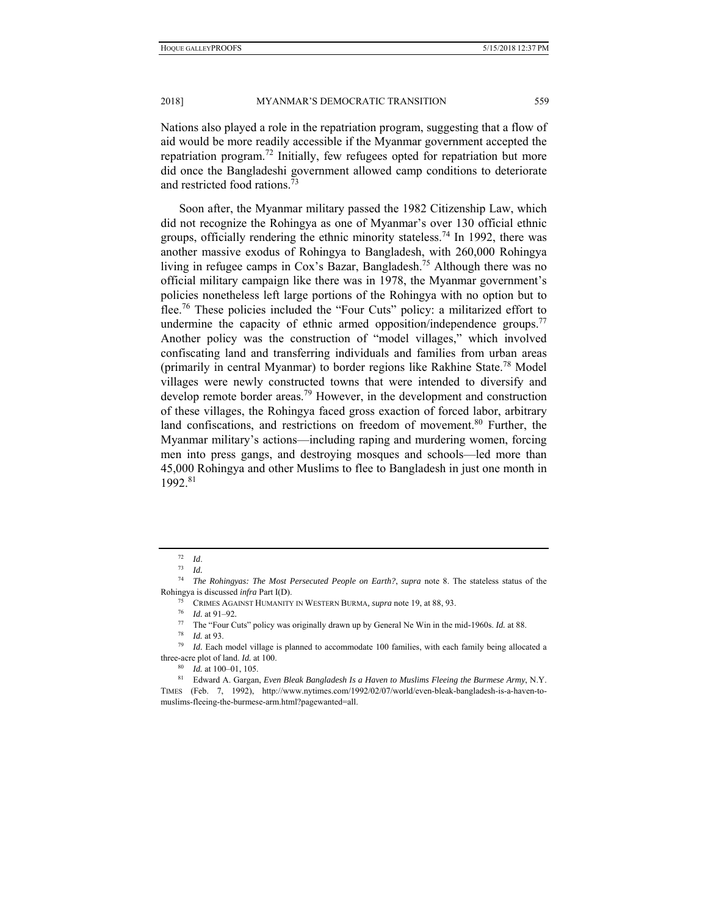Nations also played a role in the repatriation program, suggesting that a flow of aid would be more readily accessible if the Myanmar government accepted the repatriation program.[72] Initially, few refugees opted for repatriation but more did once the Bangladeshi government allowed camp conditions to deteriorate and restricted food rations.[73]

Soon after, the Myanmar military passed the 1982 Citizenship Law, which did not recognize the Rohingya as one of Myanmar's over 130 official ethnic groups, officially rendering the ethnic minority stateless.[74] In 1992, there was another massive exodus of Rohingya to Bangladesh, with 260,000 Rohingya living in refugee camps in Cox's Bazar, Bangladesh.[75] Although there was no official military campaign like there was in 1978, the Myanmar government's policies nonetheless left large portions of the Rohingya with no option but to flee.[76] These policies included the "Four Cuts" policy: a militarized effort to undermine the capacity of ethnic armed opposition/independence groups.[77] Another policy was the construction of "model villages," which involved confiscating land and transferring individuals and families from urban areas (primarily in central Myanmar) to border regions like Rakhine State.[78] Model villages were newly constructed towns that were intended to diversify and develop remote border areas.[79] However, in the development and construction of these villages, the Rohingya faced gross exaction of forced labor, arbitrary land confiscations, and restrictions on freedom of movement.[80] Further, the Myanmar military's actions—including raping and murdering women, forcing men into press gangs, and destroying mosques and schools—led more than 45,000 Rohingya and other Muslims to flee to Bangladesh in just one month in 1992.[81]

---

[72] *Id*.

[73] *Id.*

[74] *The Rohingyas: The Most Persecuted People on Earth?*, *supra* note 8. The stateless status of the Rohingya is discussed *infra* Part I(D).

[75] CRIMES AGAINST HUMANITY IN WESTERN BURMA, *supra* note 19, at 88, 93.

[76] *Id.* at 91–92.

[77] The "Four Cuts" policy was originally drawn up by General Ne Win in the mid-1960s. *Id.* at 88.

[78] *Id.* at 93.

[79] *Id.* Each model village is planned to accommodate 100 families, with each family being allocated a three-acre plot of land. *Id.* at 100.

[80] *Id.* at 100–01, 105.

[81] Edward A. Gargan, *Even Bleak Bangladesh Is a Haven to Muslims Fleeing the Burmese Army*, N.Y. TIMES (Feb. 7, 1992), http://www.nytimes.com/1992/02/07/world/even-bleak-bangladesh-is-a-haven-to-muslims-fleeing-the-burmese-arm.html?pagewanted=all.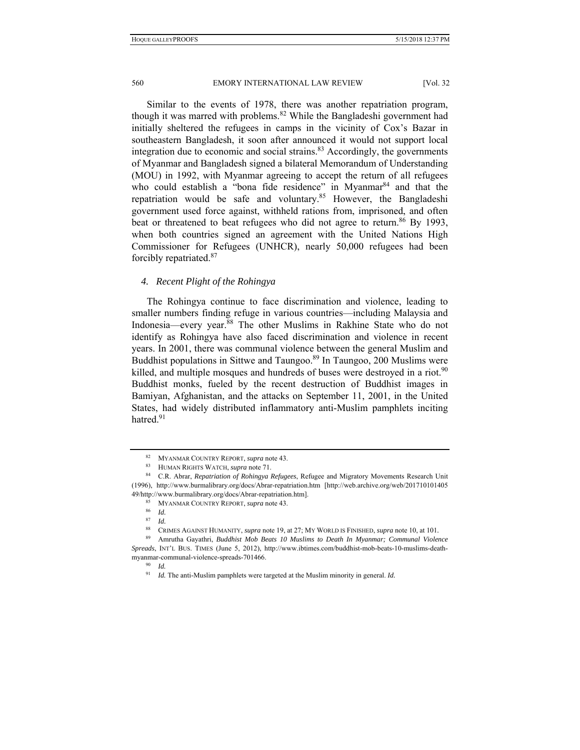Similar to the events of 1978, there was another repatriation program, though it was marred with problems.[82] While the Bangladeshi government had initially sheltered the refugees in camps in the vicinity of Cox's Bazar in southeastern Bangladesh, it soon after announced it would not support local integration due to economic and social strains.[83] Accordingly, the governments of Myanmar and Bangladesh signed a bilateral Memorandum of Understanding (MOU) in 1992, with Myanmar agreeing to accept the return of all refugees who could establish a "bona fide residence" in Myanmar[84] and that the repatriation would be safe and voluntary.[85] However, the Bangladeshi government used force against, withheld rations from, imprisoned, and often beat or threatened to beat refugees who did not agree to return.[86] By 1993, when both countries signed an agreement with the United Nations High Commissioner for Refugees (UNHCR), nearly 50,000 refugees had been forcibly repatriated.[87]

#### *4. Recent Plight of the Rohingya*

The Rohingya continue to face discrimination and violence, leading to smaller numbers finding refuge in various countries—including Malaysia and Indonesia—every year.[88] The other Muslims in Rakhine State who do not identify as Rohingya have also faced discrimination and violence in recent years. In 2001, there was communal violence between the general Muslim and Buddhist populations in Sittwe and Taungoo.[89] In Taungoo, 200 Muslims were killed, and multiple mosques and hundreds of buses were destroyed in a riot.[90] Buddhist monks, fueled by the recent destruction of Buddhist images in Bamiyan, Afghanistan, and the attacks on September 11, 2001, in the United States, had widely distributed inflammatory anti-Muslim pamphlets inciting hatred.[91]

---

[82] MYANMAR COUNTRY REPORT, *supra* note 43.

[83] HUMAN RIGHTS WATCH, *supra* note 71.

[84] C.R. Abrar, *Repatriation of Rohingya Refugees*, Refugee and Migratory Movements Research Unit (1996), http://www.burmalibrary.org/docs/Abrar-repatriation.htm [http://web.archive.org/web/20171010140549/http://www.burmalibrary.org/docs/Abrar-repatriation.htm].

[85] MYANMAR COUNTRY REPORT, *supra* note 43.

[86] *Id.*

[87] *Id.*

[88] CRIMES AGAINST HUMANITY, *supra* note 19, at 27; MY WORLD IS FINISHED, *supra* note 10, at 101.

[89] Amrutha Gayathri, *Buddhist Mob Beats 10 Muslims to Death In Myanmar; Communal Violence Spreads*, INT'L BUS. TIMES (June 5, 2012), http://www.ibtimes.com/buddhist-mob-beats-10-muslims-death-myanmar-communal-violence-spreads-701466.

[90] *Id.*

[91] *Id.* The anti-Muslim pamphlets were targeted at the Muslim minority in general. *Id.*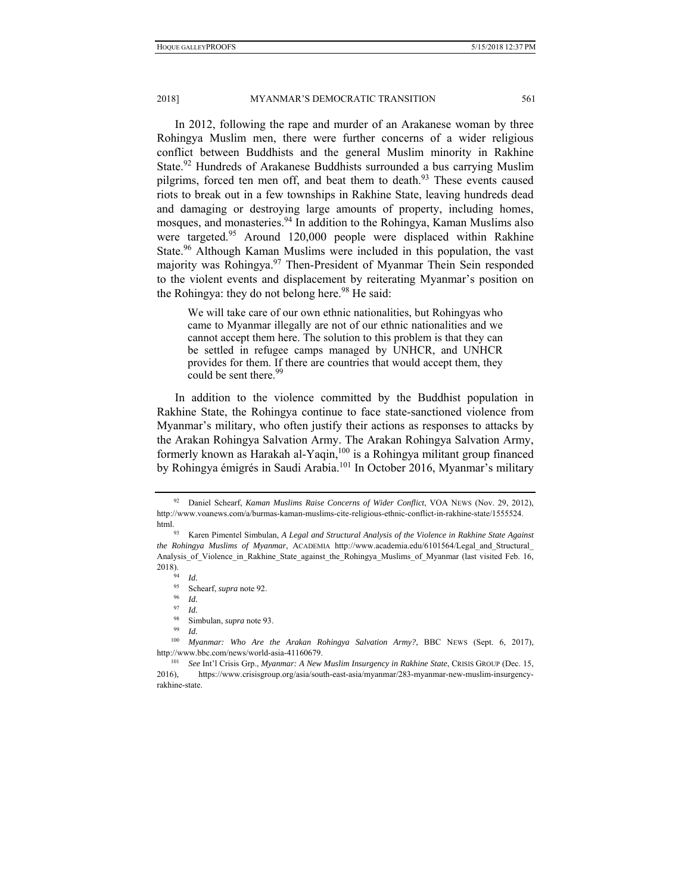In 2012, following the rape and murder of an Arakanese woman by three Rohingya Muslim men, there were further concerns of a wider religious conflict between Buddhists and the general Muslim minority in Rakhine State.[92] Hundreds of Arakanese Buddhists surrounded a bus carrying Muslim pilgrims, forced ten men off, and beat them to death.[93] These events caused riots to break out in a few townships in Rakhine State, leaving hundreds dead and damaging or destroying large amounts of property, including homes, mosques, and monasteries.[94] In addition to the Rohingya, Kaman Muslims also were targeted.[95] Around 120,000 people were displaced within Rakhine State.[96] Although Kaman Muslims were included in this population, the vast majority was Rohingya.[97] Then-President of Myanmar Thein Sein responded to the violent events and displacement by reiterating Myanmar's position on the Rohingya: they do not belong here.[98] He said:

> We will take care of our own ethnic nationalities, but Rohingyas who came to Myanmar illegally are not of our ethnic nationalities and we cannot accept them here. The solution to this problem is that they can be settled in refugee camps managed by UNHCR, and UNHCR provides for them. If there are countries that would accept them, they could be sent there.[99]

In addition to the violence committed by the Buddhist population in Rakhine State, the Rohingya continue to face state-sanctioned violence from Myanmar's military, who often justify their actions as responses to attacks by the Arakan Rohingya Salvation Army. The Arakan Rohingya Salvation Army, formerly known as Harakah al-Yaqin,[100] is a Rohingya militant group financed by Rohingya émigrés in Saudi Arabia.[101] In October 2016, Myanmar's military

---

[92] Daniel Schearf, *Kaman Muslims Raise Concerns of Wider Conflict*, VOA NEWS (Nov. 29, 2012), http://www.voanews.com/a/burmas-kaman-muslims-cite-religious-ethnic-conflict-in-rakhine-state/1555524.html.

[93] Karen Pimentel Simbulan, *A Legal and Structural Analysis of the Violence in Rakhine State Against the Rohingya Muslims of Myanmar*, ACADEMIA http://www.academia.edu/6101564/Legal_and_Structural_Analysis_of_Violence_in_Rakhine_State_against_the_Rohingya_Muslims_of_Myanmar (last visited Feb. 16, 2018).

[94] *Id.*

[95] Schearf, *supra* note 92.

[96] *Id.*

[97] *Id.*

[98] Simbulan, *supra* note 93.

[99] *Id.*

[100] *Myanmar: Who Are the Arakan Rohingya Salvation Army?*, BBC NEWS (Sept. 6, 2017), http://www.bbc.com/news/world-asia-41160679.

[101] *See* Int'l Crisis Grp., *Myanmar: A New Muslim Insurgency in Rakhine State*, CRISIS GROUP (Dec. 15, 2016), https://www.crisisgroup.org/asia/south-east-asia/myanmar/283-myanmar-new-muslim-insurgency-rakhine-state.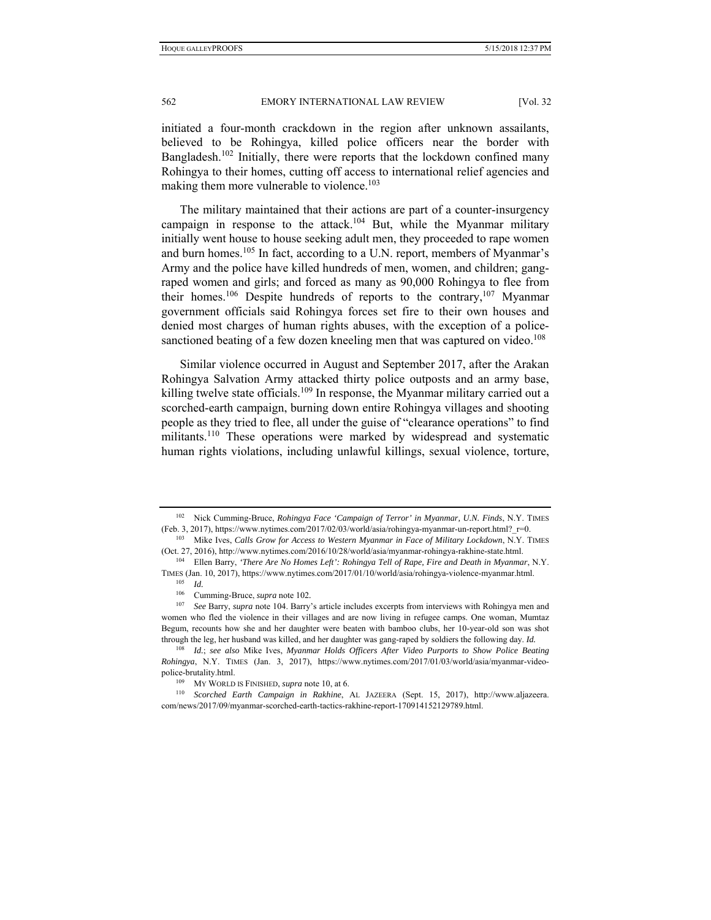initiated a four-month crackdown in the region after unknown assailants, believed to be Rohingya, killed police officers near the border with Bangladesh.[102] Initially, there were reports that the lockdown confined many Rohingya to their homes, cutting off access to international relief agencies and making them more vulnerable to violence.[103]

The military maintained that their actions are part of a counter-insurgency campaign in response to the attack.[104] But, while the Myanmar military initially went house to house seeking adult men, they proceeded to rape women and burn homes.[105] In fact, according to a U.N. report, members of Myanmar's Army and the police have killed hundreds of men, women, and children; gang-raped women and girls; and forced as many as 90,000 Rohingya to flee from their homes.[106] Despite hundreds of reports to the contrary,[107] Myanmar government officials said Rohingya forces set fire to their own houses and denied most charges of human rights abuses, with the exception of a police-sanctioned beating of a few dozen kneeling men that was captured on video.[108]

Similar violence occurred in August and September 2017, after the Arakan Rohingya Salvation Army attacked thirty police outposts and an army base, killing twelve state officials.[109] In response, the Myanmar military carried out a scorched-earth campaign, burning down entire Rohingya villages and shooting people as they tried to flee, all under the guise of "clearance operations" to find militants.[110] These operations were marked by widespread and systematic human rights violations, including unlawful killings, sexual violence, torture,

---

[102] Nick Cumming-Bruce, *Rohingya Face 'Campaign of Terror' in Myanmar, U.N. Finds*, N.Y. TIMES (Feb. 3, 2017), https://www.nytimes.com/2017/02/03/world/asia/rohingya-myanmar-un-report.html?_r=0.

[103] Mike Ives, *Calls Grow for Access to Western Myanmar in Face of Military Lockdown*, N.Y. TIMES (Oct. 27, 2016), http://www.nytimes.com/2016/10/28/world/asia/myanmar-rohingya-rakhine-state.html.

[104] Ellen Barry, *'There Are No Homes Left': Rohingya Tell of Rape, Fire and Death in Myanmar*, N.Y. TIMES (Jan. 10, 2017), https://www.nytimes.com/2017/01/10/world/asia/rohingya-violence-myanmar.html.

[105] *Id.*

[106] Cumming-Bruce, *supra* note 102.

[107] *See* Barry, *supra* note 104. Barry's article includes excerpts from interviews with Rohingya men and women who fled the violence in their villages and are now living in refugee camps. One woman, Mumtaz Begum, recounts how she and her daughter were beaten with bamboo clubs, her 10-year-old son was shot through the leg, her husband was killed, and her daughter was gang-raped by soldiers the following day. *Id.*

[108] *Id.*; *see also* Mike Ives, *Myanmar Holds Officers After Video Purports to Show Police Beating Rohingya*, N.Y. TIMES (Jan. 3, 2017), https://www.nytimes.com/2017/01/03/world/asia/myanmar-video-police-brutality.html.

[109] MY WORLD IS FINISHED, *supra* note 10, at 6.

[110] *Scorched Earth Campaign in Rakhine*, AL JAZEERA (Sept. 15, 2017), http://www.aljazeera.com/news/2017/09/myanmar-scorched-earth-tactics-rakhine-report-170914152129789.html.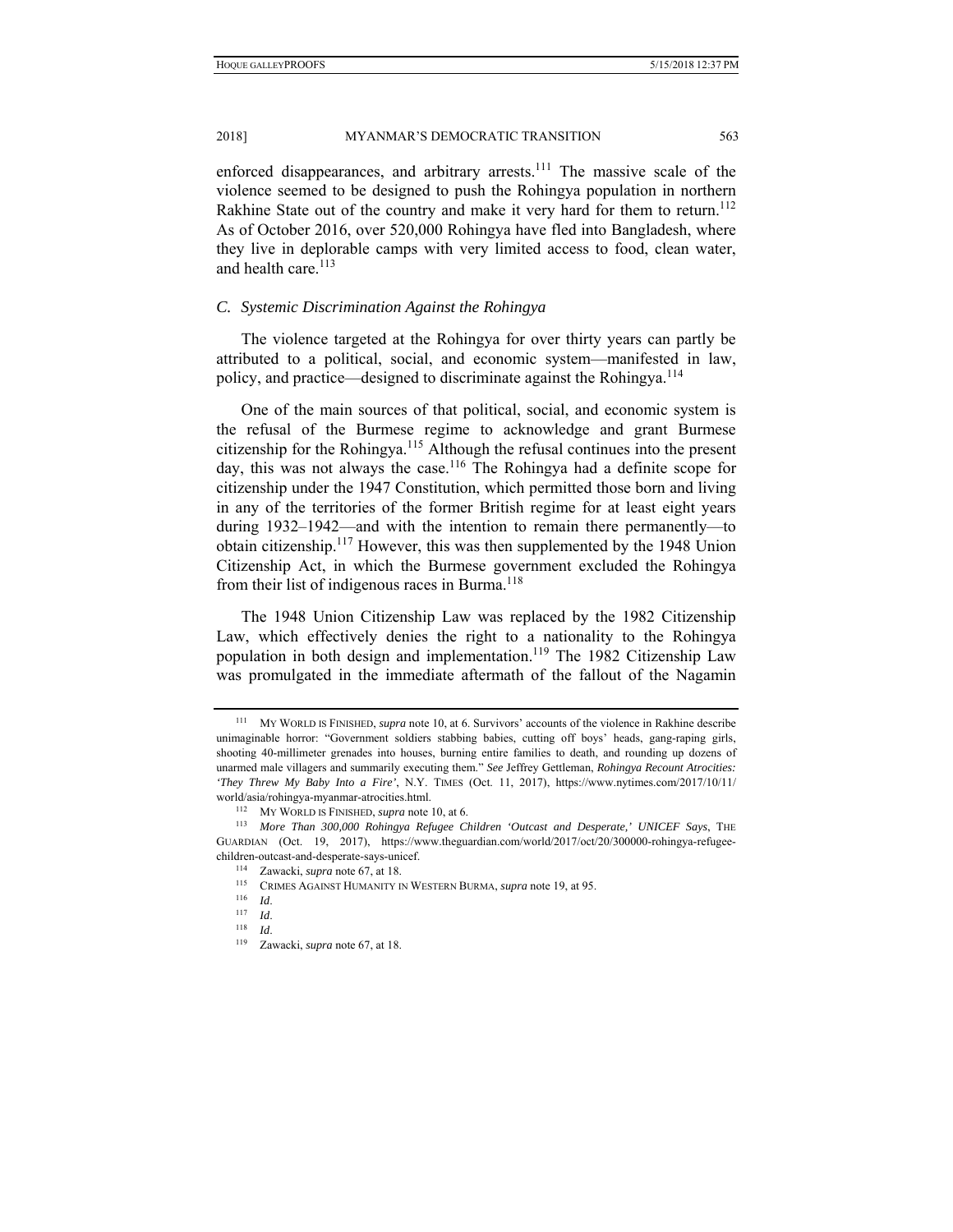enforced disappearances, and arbitrary arrests.[111] The massive scale of the violence seemed to be designed to push the Rohingya population in northern Rakhine State out of the country and make it very hard for them to return.[112] As of October 2016, over 520,000 Rohingya have fled into Bangladesh, where they live in deplorable camps with very limited access to food, clean water, and health care.[113]

### C. *Systemic Discrimination Against the Rohingya*

The violence targeted at the Rohingya for over thirty years can partly be attributed to a political, social, and economic system—manifested in law, policy, and practice—designed to discriminate against the Rohingya.[114]

One of the main sources of that political, social, and economic system is the refusal of the Burmese regime to acknowledge and grant Burmese citizenship for the Rohingya.[115] Although the refusal continues into the present day, this was not always the case.[116] The Rohingya had a definite scope for citizenship under the 1947 Constitution, which permitted those born and living in any of the territories of the former British regime for at least eight years during 1932–1942—and with the intention to remain there permanently—to obtain citizenship.[117] However, this was then supplemented by the 1948 Union Citizenship Act, in which the Burmese government excluded the Rohingya from their list of indigenous races in Burma.[118]

The 1948 Union Citizenship Law was replaced by the 1982 Citizenship Law, which effectively denies the right to a nationality to the Rohingya population in both design and implementation.[119] The 1982 Citizenship Law was promulgated in the immediate aftermath of the fallout of the Nagamin

---

[111] MY WORLD IS FINISHED, *supra* note 10, at 6. Survivors' accounts of the violence in Rakhine describe unimaginable horror: "Government soldiers stabbing babies, cutting off boys' heads, gang-raping girls, shooting 40-millimeter grenades into houses, burning entire families to death, and rounding up dozens of unarmed male villagers and summarily executing them." *See* Jeffrey Gettleman, *Rohingya Recount Atrocities: 'They Threw My Baby Into a Fire'*, N.Y. TIMES (Oct. 11, 2017), https://www.nytimes.com/2017/10/11/world/asia/rohingya-myanmar-atrocities.html.

[112] MY WORLD IS FINISHED, *supra* note 10, at 6.

[113] *More Than 300,000 Rohingya Refugee Children 'Outcast and Desperate,' UNICEF Says*, THE GUARDIAN (Oct. 19, 2017), https://www.theguardian.com/world/2017/oct/20/300000-rohingya-refugee-children-outcast-and-desperate-says-unicef.

[114] Zawacki, *supra* note 67, at 18.

[115] CRIMES AGAINST HUMANITY IN WESTERN BURMA, *supra* note 19, at 95.

[116] *Id*.

[117] *Id*.

[118] *Id*.

[119] Zawacki, *supra* note 67, at 18.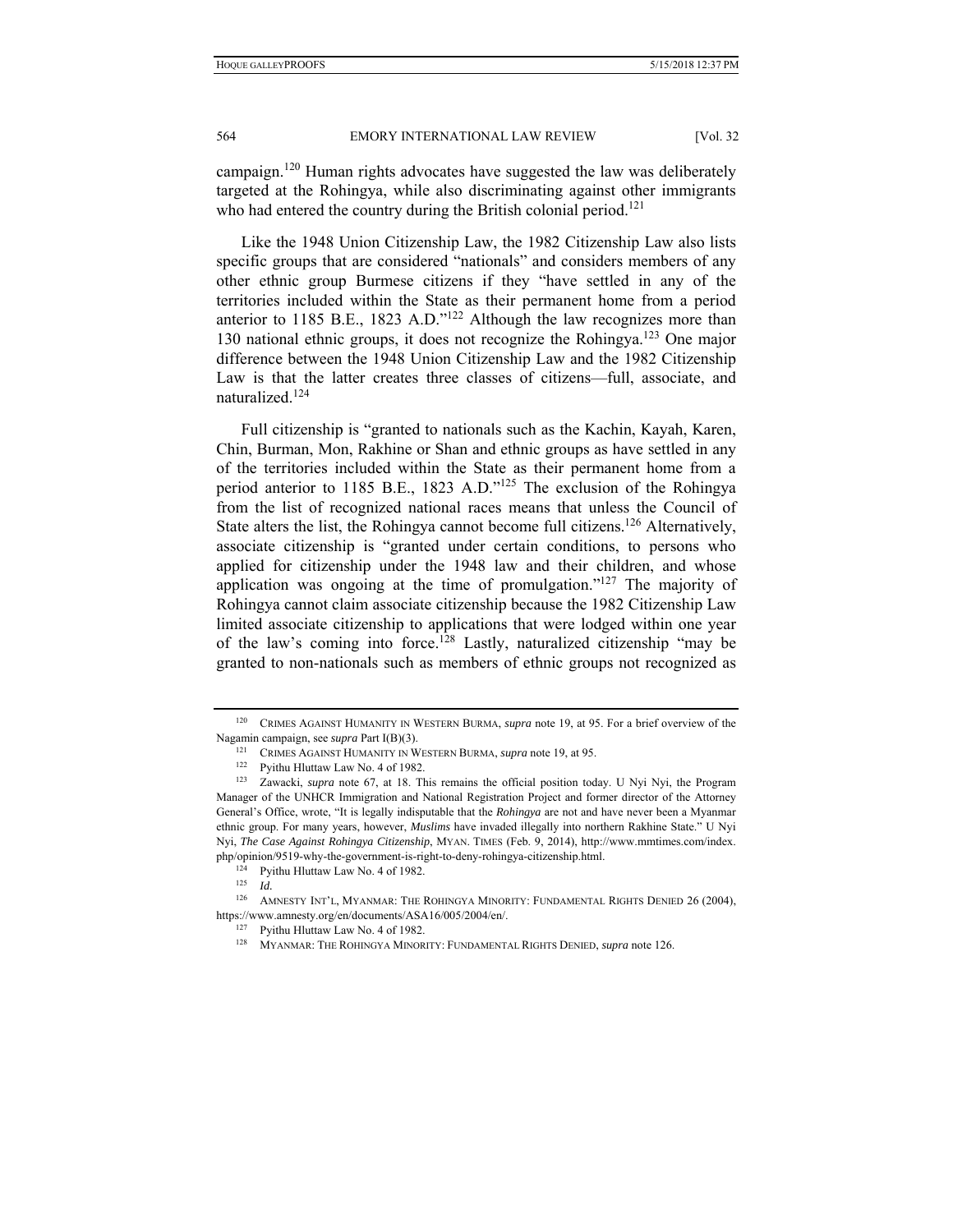campaign.[120] Human rights advocates have suggested the law was deliberately targeted at the Rohingya, while also discriminating against other immigrants who had entered the country during the British colonial period.[121]

Like the 1948 Union Citizenship Law, the 1982 Citizenship Law also lists specific groups that are considered "nationals" and considers members of any other ethnic group Burmese citizens if they "have settled in any of the territories included within the State as their permanent home from a period anterior to 1185 B.E., 1823 A.D."[122] Although the law recognizes more than 130 national ethnic groups, it does not recognize the Rohingya.[123] One major difference between the 1948 Union Citizenship Law and the 1982 Citizenship Law is that the latter creates three classes of citizens—full, associate, and naturalized.[124]

Full citizenship is "granted to nationals such as the Kachin, Kayah, Karen, Chin, Burman, Mon, Rakhine or Shan and ethnic groups as have settled in any of the territories included within the State as their permanent home from a period anterior to 1185 B.E., 1823 A.D."[125] The exclusion of the Rohingya from the list of recognized national races means that unless the Council of State alters the list, the Rohingya cannot become full citizens.[126] Alternatively, associate citizenship is "granted under certain conditions, to persons who applied for citizenship under the 1948 law and their children, and whose application was ongoing at the time of promulgation."[127] The majority of Rohingya cannot claim associate citizenship because the 1982 Citizenship Law limited associate citizenship to applications that were lodged within one year of the law's coming into force.[128] Lastly, naturalized citizenship "may be granted to non-nationals such as members of ethnic groups not recognized as

---

[120] CRIMES AGAINST HUMANITY IN WESTERN BURMA, *supra* note 19, at 95. For a brief overview of the Nagamin campaign, see *supra* Part I(B)(3).

[121] CRIMES AGAINST HUMANITY IN WESTERN BURMA, *supra* note 19, at 95.

[122] Pyithu Hluttaw Law No. 4 of 1982.

[123] Zawacki, *supra* note 67, at 18. This remains the official position today. U Nyi Nyi, the Program Manager of the UNHCR Immigration and National Registration Project and former director of the Attorney General's Office, wrote, "It is legally indisputable that the *Rohingya* are not and have never been a Myanmar ethnic group. For many years, however, *Muslims* have invaded illegally into northern Rakhine State." U Nyi Nyi, *The Case Against Rohingya Citizenship*, MYAN. TIMES (Feb. 9, 2014), http://www.mmtimes.com/index.php/opinion/9519-why-the-government-is-right-to-deny-rohingya-citizenship.html.

[124] Pyithu Hluttaw Law No. 4 of 1982.

[125] *Id.*

[126] AMNESTY INT'L, MYANMAR: THE ROHINGYA MINORITY: FUNDAMENTAL RIGHTS DENIED 26 (2004), https://www.amnesty.org/en/documents/ASA16/005/2004/en/.

[127] Pyithu Hluttaw Law No. 4 of 1982.

[128] MYANMAR: THE ROHINGYA MINORITY: FUNDAMENTAL RIGHTS DENIED, *supra* note 126.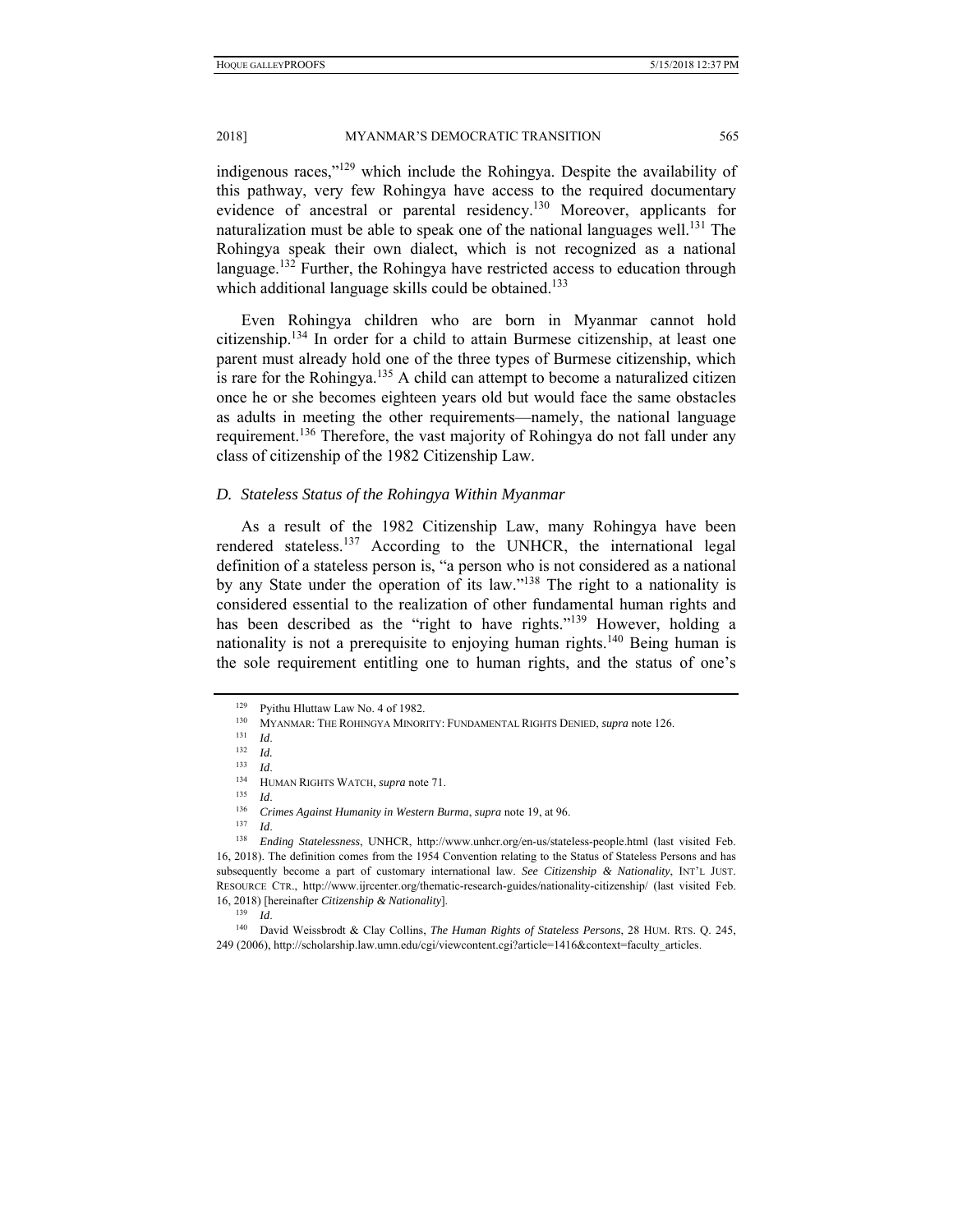indigenous races,"[129] which include the Rohingya. Despite the availability of this pathway, very few Rohingya have access to the required documentary evidence of ancestral or parental residency.[130] Moreover, applicants for naturalization must be able to speak one of the national languages well.[131] The Rohingya speak their own dialect, which is not recognized as a national language.[132] Further, the Rohingya have restricted access to education through which additional language skills could be obtained.[133]

Even Rohingya children who are born in Myanmar cannot hold citizenship.[134] In order for a child to attain Burmese citizenship, at least one parent must already hold one of the three types of Burmese citizenship, which is rare for the Rohingya.[135] A child can attempt to become a naturalized citizen once he or she becomes eighteen years old but would face the same obstacles as adults in meeting the other requirements—namely, the national language requirement.[136] Therefore, the vast majority of Rohingya do not fall under any class of citizenship of the 1982 Citizenship Law.

### *D. Stateless Status of the Rohingya Within Myanmar*

As a result of the 1982 Citizenship Law, many Rohingya have been rendered stateless.[137] According to the UNHCR, the international legal definition of a stateless person is, "a person who is not considered as a national by any State under the operation of its law."[138] The right to a nationality is considered essential to the realization of other fundamental human rights and has been described as the "right to have rights."[139] However, holding a nationality is not a prerequisite to enjoying human rights.[140] Being human is the sole requirement entitling one to human rights, and the status of one's

---

[129] Pyithu Hluttaw Law No. 4 of 1982.

[130] MYANMAR: THE ROHINGYA MINORITY: FUNDAMENTAL RIGHTS DENIED, *supra* note 126.

[131] *Id*.

[132] *Id*.

[133] *Id*.

[134] HUMAN RIGHTS WATCH, *supra* note 71.

[135] *Id*.

[136] *Crimes Against Humanity in Western Burma*, *supra* note 19, at 96.

[137] *Id*.

[138] *Ending Statelessness*, UNHCR, http://www.unhcr.org/en-us/stateless-people.html (last visited Feb. 16, 2018). The definition comes from the 1954 Convention relating to the Status of Stateless Persons and has subsequently become a part of customary international law. *See Citizenship & Nationality*, INT'L JUST. RESOURCE CTR., http://www.ijrcenter.org/thematic-research-guides/nationality-citizenship/ (last visited Feb. 16, 2018) [hereinafter *Citizenship & Nationality*].

[139] *Id*.

[140] David Weissbrodt & Clay Collins, *The Human Rights of Stateless Persons*, 28 HUM. RTS. Q. 245, 249 (2006), http://scholarship.law.umn.edu/cgi/viewcontent.cgi?article=1416&context=faculty_articles.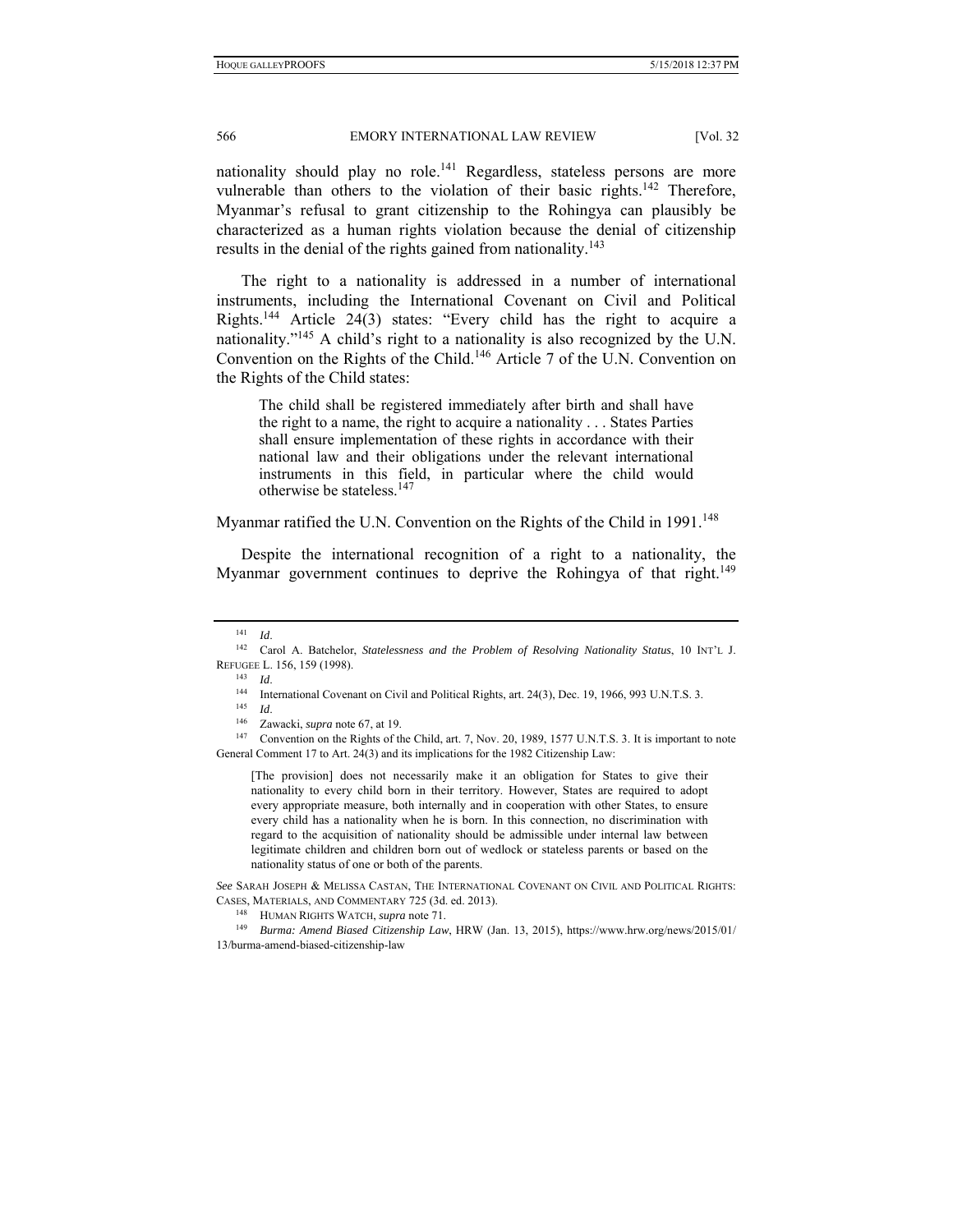nationality should play no role.[141] Regardless, stateless persons are more vulnerable than others to the violation of their basic rights.[142] Therefore, Myanmar's refusal to grant citizenship to the Rohingya can plausibly be characterized as a human rights violation because the denial of citizenship results in the denial of the rights gained from nationality.[143]

The right to a nationality is addressed in a number of international instruments, including the International Covenant on Civil and Political Rights.[144] Article 24(3) states: "Every child has the right to acquire a nationality."[145] A child's right to a nationality is also recognized by the U.N. Convention on the Rights of the Child.[146] Article 7 of the U.N. Convention on the Rights of the Child states:

> The child shall be registered immediately after birth and shall have the right to a name, the right to acquire a nationality . . . States Parties shall ensure implementation of these rights in accordance with their national law and their obligations under the relevant international instruments in this field, in particular where the child would otherwise be stateless.[147]

Myanmar ratified the U.N. Convention on the Rights of the Child in 1991.[148]

Despite the international recognition of a right to a nationality, the Myanmar government continues to deprive the Rohingya of that right.[149]

---

[141] *Id*.

[142] Carol A. Batchelor, *Statelessness and the Problem of Resolving Nationality Status*, 10 INT'L J. REFUGEE L. 156, 159 (1998).

[143] *Id*.

[144] International Covenant on Civil and Political Rights, art. 24(3), Dec. 19, 1966, 993 U.N.T.S. 3.

[145] *Id*.

[146] Zawacki, *supra* note 67, at 19.

[147] Convention on the Rights of the Child, art. 7, Nov. 20, 1989, 1577 U.N.T.S. 3. It is important to note General Comment 17 to Art. 24(3) and its implications for the 1982 Citizenship Law:

> [The provision] does not necessarily make it an obligation for States to give their nationality to every child born in their territory. However, States are required to adopt every appropriate measure, both internally and in cooperation with other States, to ensure every child has a nationality when he is born. In this connection, no discrimination with regard to the acquisition of nationality should be admissible under internal law between legitimate children and children born out of wedlock or stateless parents or based on the nationality status of one or both of the parents.

*See* SARAH JOSEPH & MELISSA CASTAN, THE INTERNATIONAL COVENANT ON CIVIL AND POLITICAL RIGHTS: CASES, MATERIALS, AND COMMENTARY 725 (3d. ed. 2013).

[148] HUMAN RIGHTS WATCH, *supra* note 71.

[149] *Burma: Amend Biased Citizenship Law*, HRW (Jan. 13, 2015), https://www.hrw.org/news/2015/01/13/burma-amend-biased-citizenship-law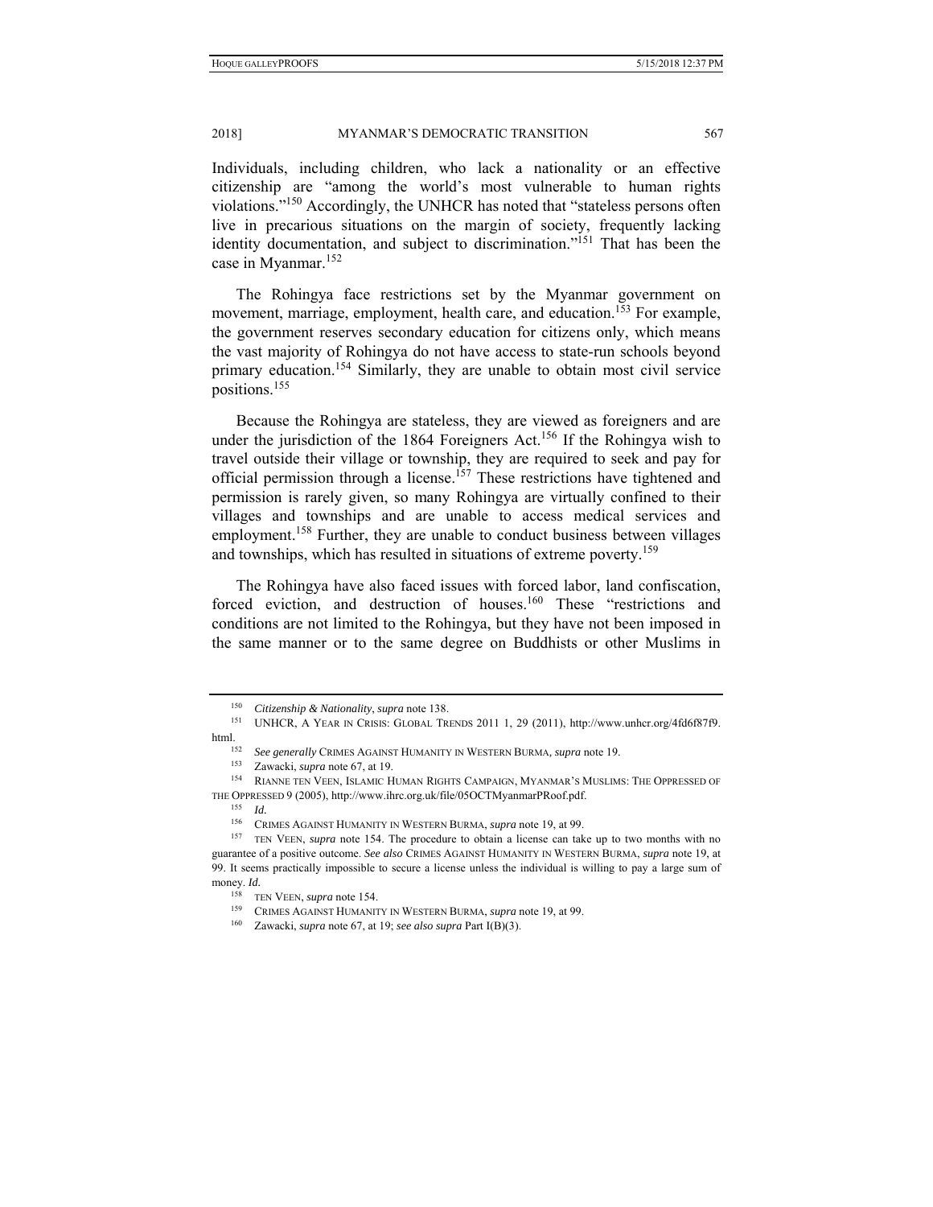Individuals, including children, who lack a nationality or an effective citizenship are "among the world's most vulnerable to human rights violations."[150] Accordingly, the UNHCR has noted that "stateless persons often live in precarious situations on the margin of society, frequently lacking identity documentation, and subject to discrimination."[151] That has been the case in Myanmar.[152]

The Rohingya face restrictions set by the Myanmar government on movement, marriage, employment, health care, and education.[153] For example, the government reserves secondary education for citizens only, which means the vast majority of Rohingya do not have access to state-run schools beyond primary education.[154] Similarly, they are unable to obtain most civil service positions.[155]

Because the Rohingya are stateless, they are viewed as foreigners and are under the jurisdiction of the 1864 Foreigners Act.[156] If the Rohingya wish to travel outside their village or township, they are required to seek and pay for official permission through a license.[157] These restrictions have tightened and permission is rarely given, so many Rohingya are virtually confined to their villages and townships and are unable to access medical services and employment.[158] Further, they are unable to conduct business between villages and townships, which has resulted in situations of extreme poverty.[159]

The Rohingya have also faced issues with forced labor, land confiscation, forced eviction, and destruction of houses.[160] These "restrictions and conditions are not limited to the Rohingya, but they have not been imposed in the same manner or to the same degree on Buddhists or other Muslims in

---

[150] *Citizenship & Nationality*, *supra* note 138.

[151] UNHCR, A YEAR IN CRISIS: GLOBAL TRENDS 2011 1, 29 (2011), http://www.unhcr.org/4fd6f87f9.html.

[152] *See generally* CRIMES AGAINST HUMANITY IN WESTERN BURMA, *supra* note 19.

[153] Zawacki, *supra* note 67, at 19.

[154] RIANNE TEN VEEN, ISLAMIC HUMAN RIGHTS CAMPAIGN, MYANMAR'S MUSLIMS: THE OPPRESSED OF THE OPPRESSED 9 (2005), http://www.ihrc.org.uk/file/05OCTMyanmarPRoof.pdf.

[155] *Id.*

[156] CRIMES AGAINST HUMANITY IN WESTERN BURMA, *supra* note 19, at 99.

[157] TEN VEEN, *supra* note 154. The procedure to obtain a license can take up to two months with no guarantee of a positive outcome. *See also* CRIMES AGAINST HUMANITY IN WESTERN BURMA, *supra* note 19, at 99. It seems practically impossible to secure a license unless the individual is willing to pay a large sum of money. *Id.*

[158] TEN VEEN, *supra* note 154.

[159] CRIMES AGAINST HUMANITY IN WESTERN BURMA, *supra* note 19, at 99.

[160] Zawacki, *supra* note 67, at 19; *see also supra* Part I(B)(3).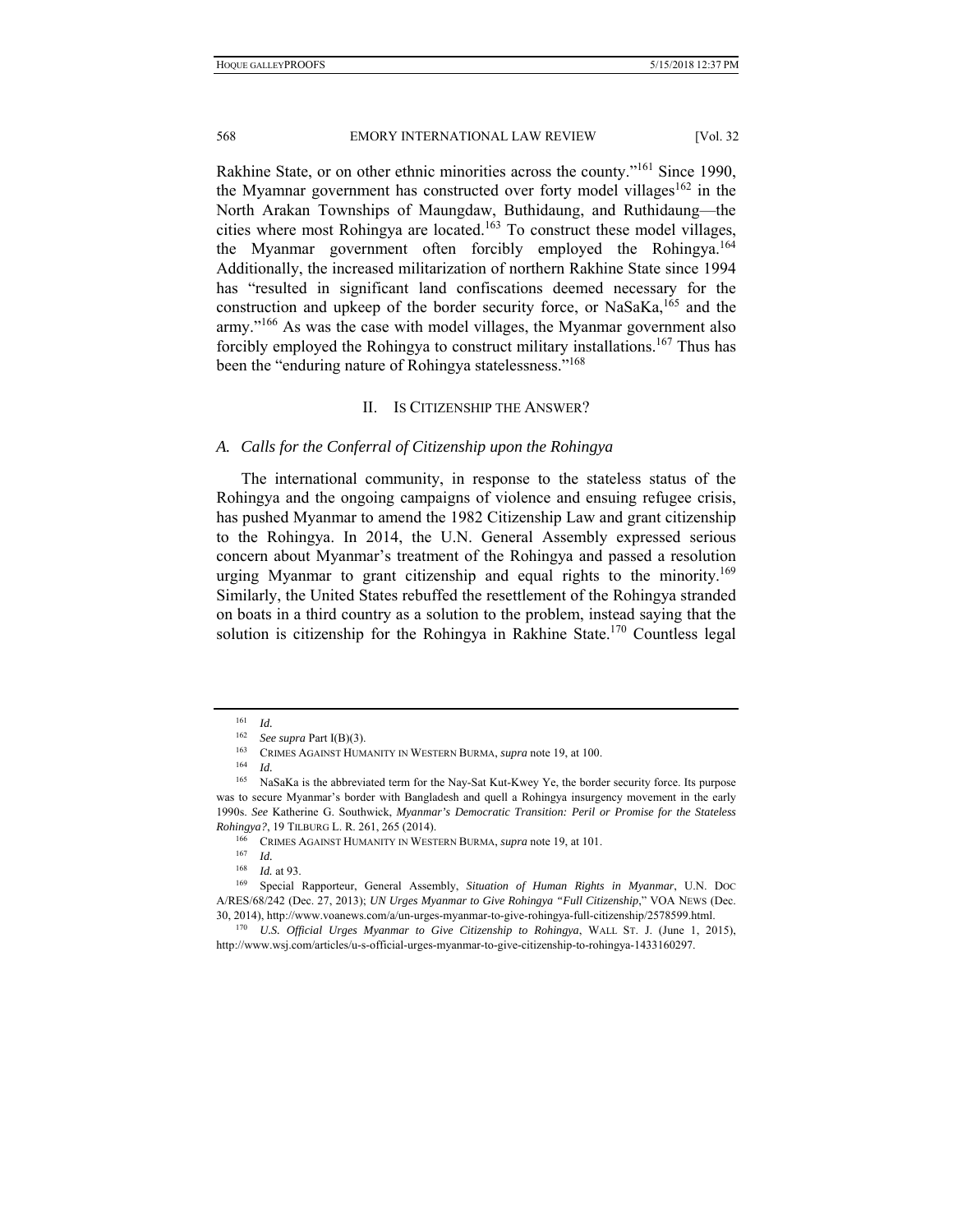Rakhine State, or on other ethnic minorities across the county."[161] Since 1990, the Myamnar government has constructed over forty model villages[162] in the North Arakan Townships of Maungdaw, Buthidaung, and Ruthidaung—the cities where most Rohingya are located.[163] To construct these model villages, the Myanmar government often forcibly employed the Rohingya.[164] Additionally, the increased militarization of northern Rakhine State since 1994 has "resulted in significant land confiscations deemed necessary for the construction and upkeep of the border security force, or NaSaKa,[165] and the army."[166] As was the case with model villages, the Myanmar government also forcibly employed the Rohingya to construct military installations.[167] Thus has been the "enduring nature of Rohingya statelessness."[168]

## II. IS CITIZENSHIP THE ANSWER?

### A. *Calls for the Conferral of Citizenship upon the Rohingya*

The international community, in response to the stateless status of the Rohingya and the ongoing campaigns of violence and ensuing refugee crisis, has pushed Myanmar to amend the 1982 Citizenship Law and grant citizenship to the Rohingya. In 2014, the U.N. General Assembly expressed serious concern about Myanmar's treatment of the Rohingya and passed a resolution urging Myanmar to grant citizenship and equal rights to the minority.[169] Similarly, the United States rebuffed the resettlement of the Rohingya stranded on boats in a third country as a solution to the problem, instead saying that the solution is citizenship for the Rohingya in Rakhine State.[170] Countless legal

---

[161] *Id.*

[162] *See supra* Part I(B)(3).

[163] CRIMES AGAINST HUMANITY IN WESTERN BURMA, *supra* note 19, at 100.

[164] *Id.*

[165] NaSaKa is the abbreviated term for the Nay-Sat Kut-Kwey Ye, the border security force. Its purpose was to secure Myanmar's border with Bangladesh and quell a Rohingya insurgency movement in the early 1990s. *See* Katherine G. Southwick, *Myanmar's Democratic Transition: Peril or Promise for the Stateless Rohingya?*, 19 TILBURG L. R. 261, 265 (2014).

[166] CRIMES AGAINST HUMANITY IN WESTERN BURMA, *supra* note 19, at 101.

[167] *Id.*

[168] *Id.* at 93.

[169] Special Rapporteur, General Assembly, *Situation of Human Rights in Myanmar*, U.N. DOC A/RES/68/242 (Dec. 27, 2013); *UN Urges Myanmar to Give Rohingya "Full Citizenship*," VOA NEWS (Dec. 30, 2014), http://www.voanews.com/a/un-urges-myanmar-to-give-rohingya-full-citizenship/2578599.html.

[170] *U.S. Official Urges Myanmar to Give Citizenship to Rohingya*, WALL ST. J. (June 1, 2015), http://www.wsj.com/articles/u-s-official-urges-myanmar-to-give-citizenship-to-rohingya-1433160297.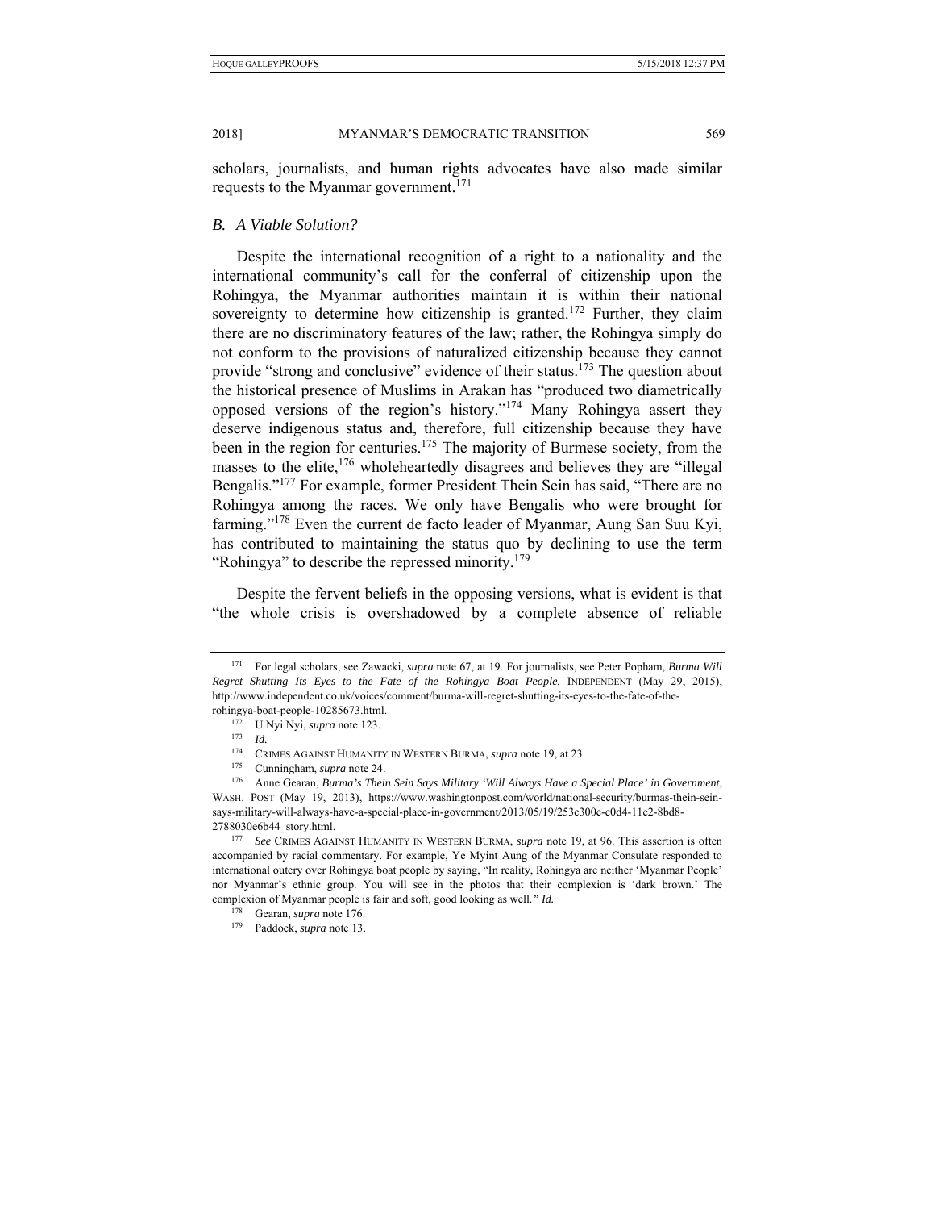scholars, journalists, and human rights advocates have also made similar requests to the Myanmar government.[171]

### *B. A Viable Solution?*

Despite the international recognition of a right to a nationality and the international community's call for the conferral of citizenship upon the Rohingya, the Myanmar authorities maintain it is within their national sovereignty to determine how citizenship is granted.[172] Further, they claim there are no discriminatory features of the law; rather, the Rohingya simply do not conform to the provisions of naturalized citizenship because they cannot provide "strong and conclusive" evidence of their status.[173] The question about the historical presence of Muslims in Arakan has "produced two diametrically opposed versions of the region's history."[174] Many Rohingya assert they deserve indigenous status and, therefore, full citizenship because they have been in the region for centuries.[175] The majority of Burmese society, from the masses to the elite,[176] wholeheartedly disagrees and believes they are "illegal Bengalis."[177] For example, former President Thein Sein has said, "There are no Rohingya among the races. We only have Bengalis who were brought for farming."[178] Even the current de facto leader of Myanmar, Aung San Suu Kyi, has contributed to maintaining the status quo by declining to use the term "Rohingya" to describe the repressed minority.[179]

Despite the fervent beliefs in the opposing versions, what is evident is that "the whole crisis is overshadowed by a complete absence of reliable

---

[171] For legal scholars, see Zawacki, *supra* note 67, at 19. For journalists, see Peter Popham, *Burma Will Regret Shutting Its Eyes to the Fate of the Rohingya Boat People*, INDEPENDENT (May 29, 2015), http://www.independent.co.uk/voices/comment/burma-will-regret-shutting-its-eyes-to-the-fate-of-the-rohingya-boat-people-10285673.html.

[172] U Nyi Nyi, *supra* note 123.

[173] *Id.*

[174] CRIMES AGAINST HUMANITY IN WESTERN BURMA, *supra* note 19, at 23.

[175] Cunningham, *supra* note 24.

[176] Anne Gearan, *Burma's Thein Sein Says Military 'Will Always Have a Special Place' in Government*, WASH. POST (May 19, 2013), https://www.washingtonpost.com/world/national-security/burmas-thein-sein-says-military-will-always-have-a-special-place-in-government/2013/05/19/253c300e-c0d4-11e2-8bd8-2788030e6b44_story.html.

[177] *See* CRIMES AGAINST HUMANITY IN WESTERN BURMA, *supra* note 19, at 96. This assertion is often accompanied by racial commentary. For example, Ye Myint Aung of the Myanmar Consulate responded to international outcry over Rohingya boat people by saying, "In reality, Rohingya are neither 'Myanmar People' nor Myanmar's ethnic group. You will see in the photos that their complexion is 'dark brown.' The complexion of Myanmar people is fair and soft, good looking as well*." Id.*

[178] Gearan, *supra* note 176.

[179] Paddock, *supra* note 13.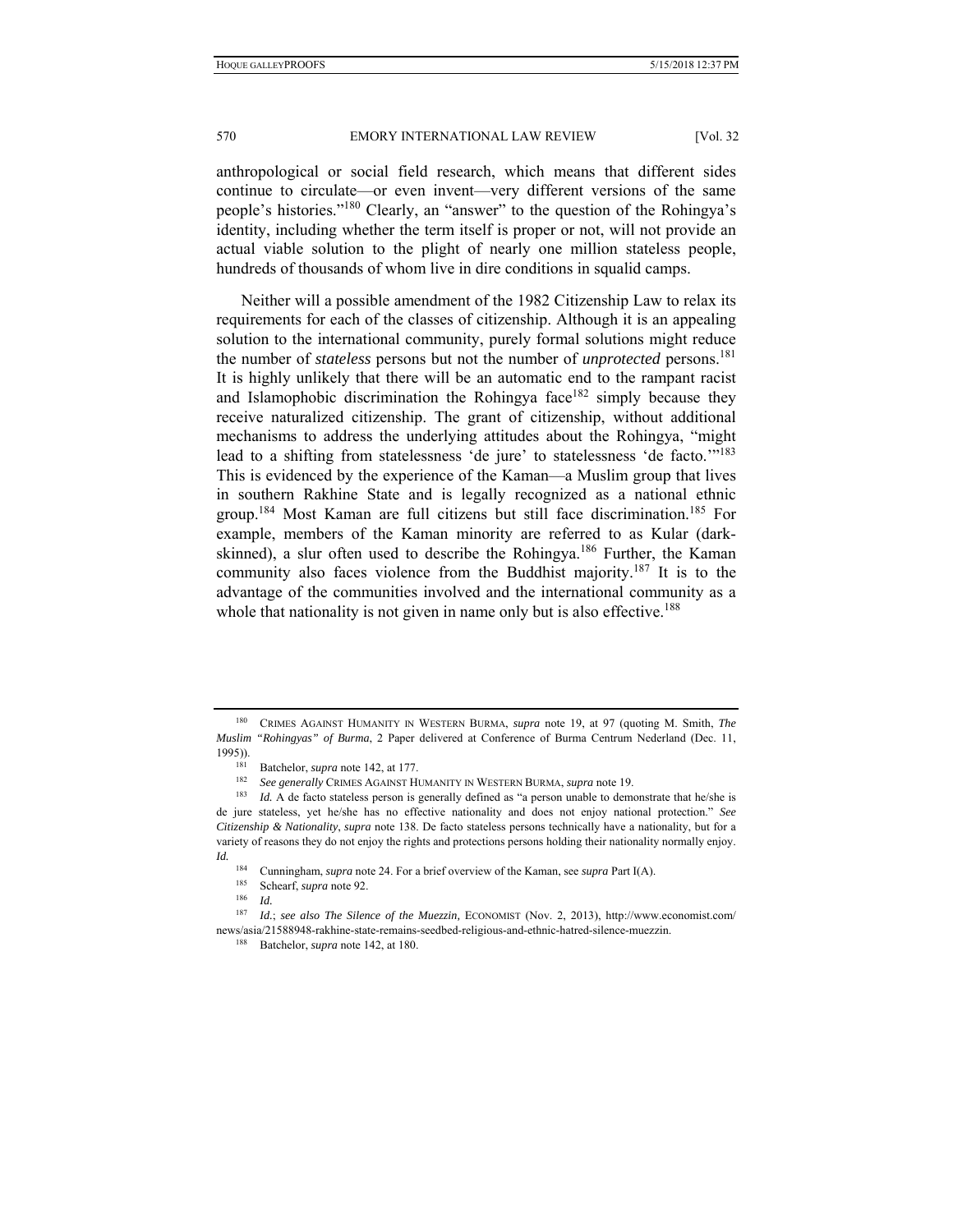anthropological or social field research, which means that different sides continue to circulate—or even invent—very different versions of the same people's histories."[180] Clearly, an "answer" to the question of the Rohingya's identity, including whether the term itself is proper or not, will not provide an actual viable solution to the plight of nearly one million stateless people, hundreds of thousands of whom live in dire conditions in squalid camps.

Neither will a possible amendment of the 1982 Citizenship Law to relax its requirements for each of the classes of citizenship. Although it is an appealing solution to the international community, purely formal solutions might reduce the number of *stateless* persons but not the number of *unprotected* persons.[181] It is highly unlikely that there will be an automatic end to the rampant racist and Islamophobic discrimination the Rohingya face[182] simply because they receive naturalized citizenship. The grant of citizenship, without additional mechanisms to address the underlying attitudes about the Rohingya, "might lead to a shifting from statelessness 'de jure' to statelessness 'de facto.'"[183] This is evidenced by the experience of the Kaman—a Muslim group that lives in southern Rakhine State and is legally recognized as a national ethnic group.[184] Most Kaman are full citizens but still face discrimination.[185] For example, members of the Kaman minority are referred to as Kular (dark-skinned), a slur often used to describe the Rohingya.[186] Further, the Kaman community also faces violence from the Buddhist majority.[187] It is to the advantage of the communities involved and the international community as a whole that nationality is not given in name only but is also effective.[188]

---

[180] CRIMES AGAINST HUMANITY IN WESTERN BURMA, *supra* note 19, at 97 (quoting M. Smith, *The Muslim "Rohingyas" of Burma*, 2 Paper delivered at Conference of Burma Centrum Nederland (Dec. 11, 1995)).

[181] Batchelor, *supra* note 142, at 177.

[182] *See generally* CRIMES AGAINST HUMANITY IN WESTERN BURMA, *supra* note 19.

[183] *Id.* A de facto stateless person is generally defined as "a person unable to demonstrate that he/she is de jure stateless, yet he/she has no effective nationality and does not enjoy national protection." *See Citizenship & Nationality*, *supra* note 138. De facto stateless persons technically have a nationality, but for a variety of reasons they do not enjoy the rights and protections persons holding their nationality normally enjoy. *Id.*

[184] Cunningham, *supra* note 24. For a brief overview of the Kaman, see *supra* Part I(A).

[185] Schearf, *supra* note 92.

[186] *Id.*

[187] *Id.*; *see also The Silence of the Muezzin,* ECONOMIST (Nov. 2, 2013), http://www.economist.com/news/asia/21588948-rakhine-state-remains-seedbed-religious-and-ethnic-hatred-silence-muezzin.

[188] Batchelor, *supra* note 142, at 180.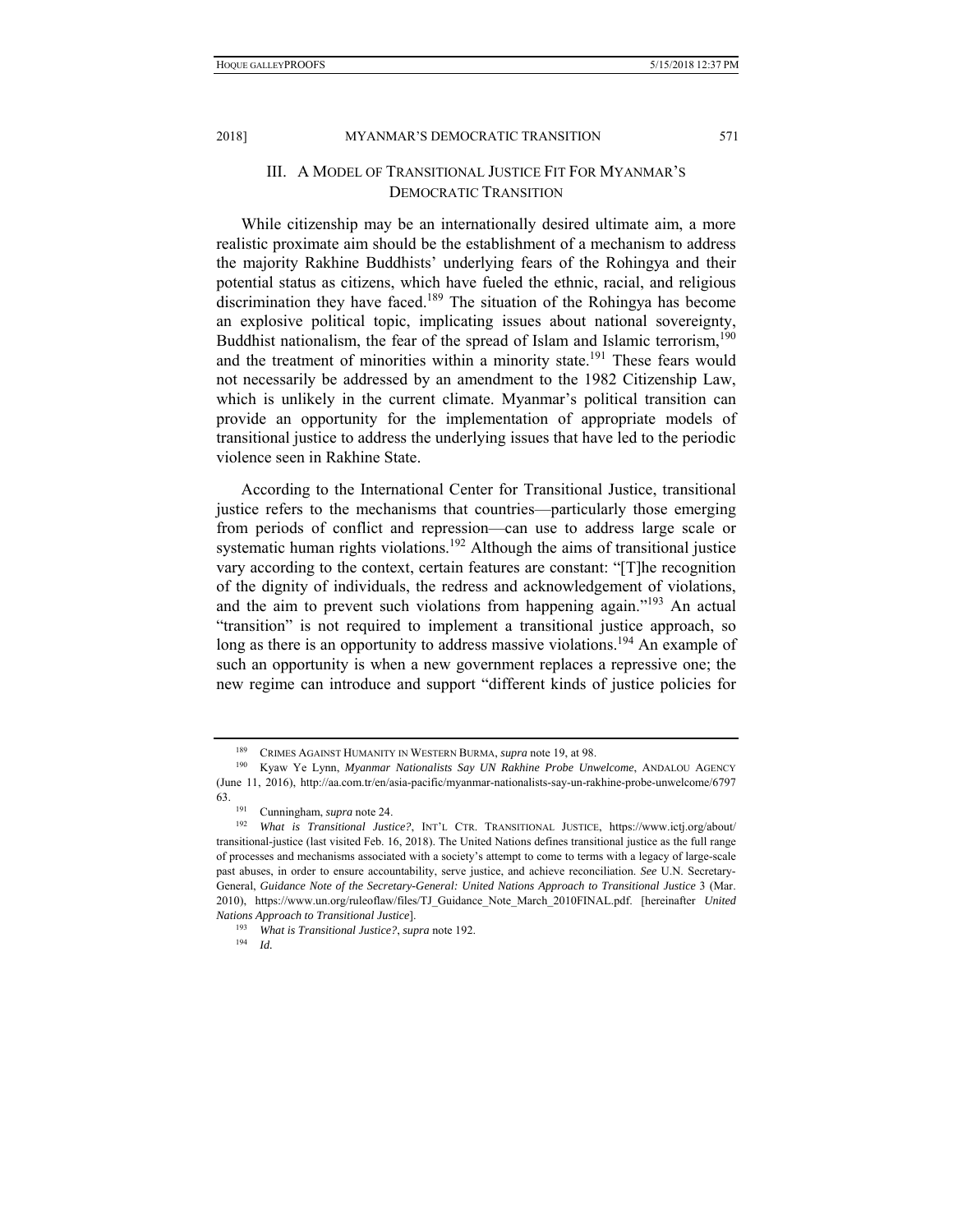## III. A Model of Transitional Justice Fit For Myanmar's Democratic Transition

While citizenship may be an internationally desired ultimate aim, a more realistic proximate aim should be the establishment of a mechanism to address the majority Rakhine Buddhists' underlying fears of the Rohingya and their potential status as citizens, which have fueled the ethnic, racial, and religious discrimination they have faced.[189] The situation of the Rohingya has become an explosive political topic, implicating issues about national sovereignty, Buddhist nationalism, the fear of the spread of Islam and Islamic terrorism,[190] and the treatment of minorities within a minority state.[191] These fears would not necessarily be addressed by an amendment to the 1982 Citizenship Law, which is unlikely in the current climate. Myanmar's political transition can provide an opportunity for the implementation of appropriate models of transitional justice to address the underlying issues that have led to the periodic violence seen in Rakhine State.

According to the International Center for Transitional Justice, transitional justice refers to the mechanisms that countries—particularly those emerging from periods of conflict and repression—can use to address large scale or systematic human rights violations.[192] Although the aims of transitional justice vary according to the context, certain features are constant: "[T]he recognition of the dignity of individuals, the redress and acknowledgement of violations, and the aim to prevent such violations from happening again."[193] An actual "transition" is not required to implement a transitional justice approach, so long as there is an opportunity to address massive violations.[194] An example of such an opportunity is when a new government replaces a repressive one; the new regime can introduce and support "different kinds of justice policies for

---

[189] Crimes Against Humanity in Western Burma, *supra* note 19, at 98.

[190] Kyaw Ye Lynn, *Myanmar Nationalists Say UN Rakhine Probe Unwelcome*, Andalou Agency (June 11, 2016), http://aa.com.tr/en/asia-pacific/myanmar-nationalists-say-un-rakhine-probe-unwelcome/679763.

[191] Cunningham, *supra* note 24.

[192] *What is Transitional Justice?*, Int'l Ctr. Transitional Justice, https://www.ictj.org/about/transitional-justice (last visited Feb. 16, 2018). The United Nations defines transitional justice as the full range of processes and mechanisms associated with a society's attempt to come to terms with a legacy of large-scale past abuses, in order to ensure accountability, serve justice, and achieve reconciliation. *See* U.N. Secretary-General, *Guidance Note of the Secretary-General: United Nations Approach to Transitional Justice* 3 (Mar. 2010), https://www.un.org/ruleoflaw/files/TJ_Guidance_Note_March_2010FINAL.pdf. [hereinafter *United Nations Approach to Transitional Justice*].

[193] *What is Transitional Justice?*, *supra* note 192.

[194] *Id.*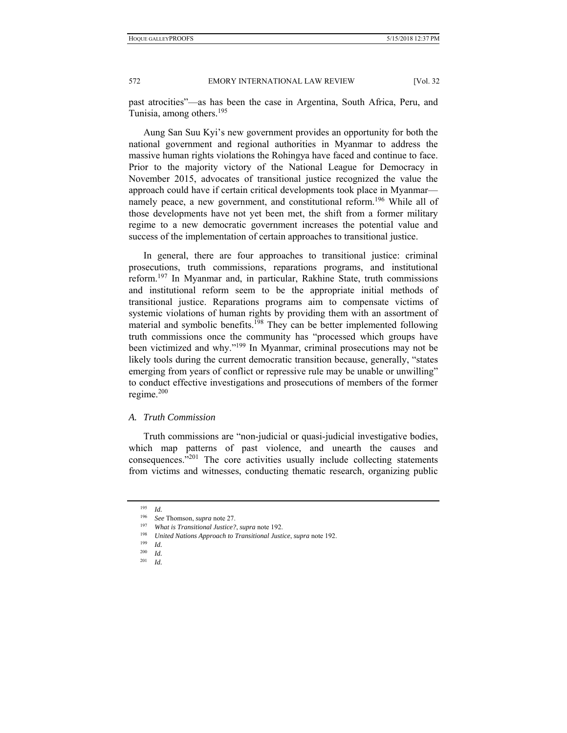past atrocities"—as has been the case in Argentina, South Africa, Peru, and Tunisia, among others.[195]

Aung San Suu Kyi's new government provides an opportunity for both the national government and regional authorities in Myanmar to address the massive human rights violations the Rohingya have faced and continue to face. Prior to the majority victory of the National League for Democracy in November 2015, advocates of transitional justice recognized the value the approach could have if certain critical developments took place in Myanmar—namely peace, a new government, and constitutional reform.[196] While all of those developments have not yet been met, the shift from a former military regime to a new democratic government increases the potential value and success of the implementation of certain approaches to transitional justice.

In general, there are four approaches to transitional justice: criminal prosecutions, truth commissions, reparations programs, and institutional reform.[197] In Myanmar and, in particular, Rakhine State, truth commissions and institutional reform seem to be the appropriate initial methods of transitional justice. Reparations programs aim to compensate victims of systemic violations of human rights by providing them with an assortment of material and symbolic benefits.[198] They can be better implemented following truth commissions once the community has "processed which groups have been victimized and why."[199] In Myanmar, criminal prosecutions may not be likely tools during the current democratic transition because, generally, "states emerging from years of conflict or repressive rule may be unable or unwilling" to conduct effective investigations and prosecutions of members of the former regime.[200]

### *A. Truth Commission*

Truth commissions are "non-judicial or quasi-judicial investigative bodies, which map patterns of past violence, and unearth the causes and consequences."[201] The core activities usually include collecting statements from victims and witnesses, conducting thematic research, organizing public

---

[195] *Id.*

[196] *See* Thomson, *supra* note 27.

[197] *What is Transitional Justice?*, *supra* note 192.

[198] *United Nations Approach to Transitional Justice*, *supra* note 192.

[199] *Id.*

[200] *Id.*

[201] *Id.*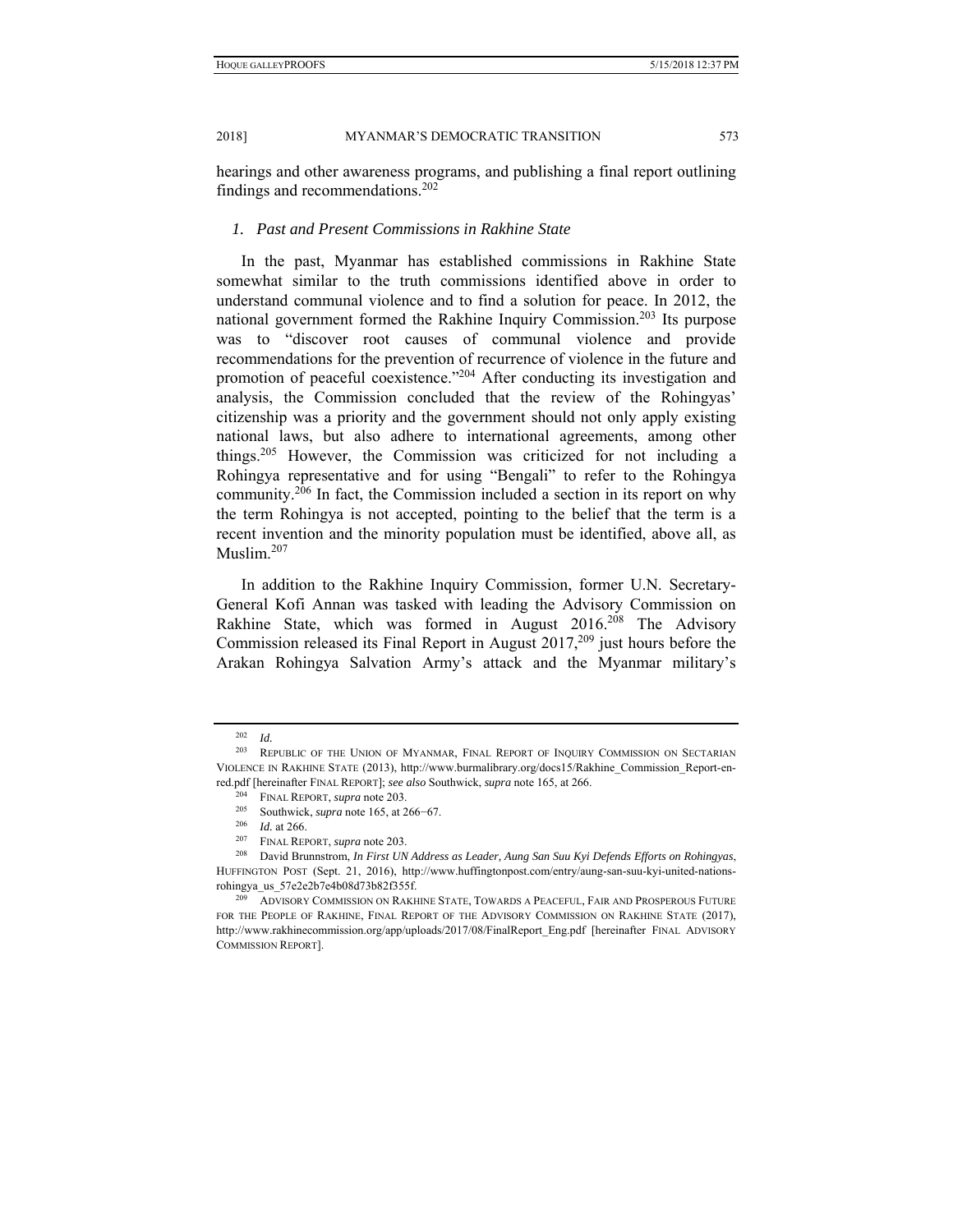hearings and other awareness programs, and publishing a final report outlining findings and recommendations.[202]

### *1. Past and Present Commissions in Rakhine State*

In the past, Myanmar has established commissions in Rakhine State somewhat similar to the truth commissions identified above in order to understand communal violence and to find a solution for peace. In 2012, the national government formed the Rakhine Inquiry Commission.[203] Its purpose was to "discover root causes of communal violence and provide recommendations for the prevention of recurrence of violence in the future and promotion of peaceful coexistence."[204] After conducting its investigation and analysis, the Commission concluded that the review of the Rohingyas' citizenship was a priority and the government should not only apply existing national laws, but also adhere to international agreements, among other things.[205] However, the Commission was criticized for not including a Rohingya representative and for using "Bengali" to refer to the Rohingya community.[206] In fact, the Commission included a section in its report on why the term Rohingya is not accepted, pointing to the belief that the term is a recent invention and the minority population must be identified, above all, as Muslim.[207]

In addition to the Rakhine Inquiry Commission, former U.N. Secretary-General Kofi Annan was tasked with leading the Advisory Commission on Rakhine State, which was formed in August 2016.[208] The Advisory Commission released its Final Report in August 2017,[209] just hours before the Arakan Rohingya Salvation Army's attack and the Myanmar military's

---

[202] *Id.*

[203] REPUBLIC OF THE UNION OF MYANMAR, FINAL REPORT OF INQUIRY COMMISSION ON SECTARIAN VIOLENCE IN RAKHINE STATE (2013), http://www.burmalibrary.org/docs15/Rakhine_Commission_Report-en-red.pdf [hereinafter FINAL REPORT]; *see also* Southwick, *supra* note 165, at 266.

[204] FINAL REPORT, *supra* note 203.

[205] Southwick, *supra* note 165, at 266−67.

[206] *Id.* at 266.

[207] FINAL REPORT, *supra* note 203.

[208] David Brunnstrom, *In First UN Address as Leader, Aung San Suu Kyi Defends Efforts on Rohingyas*, HUFFINGTON POST (Sept. 21, 2016), http://www.huffingtonpost.com/entry/aung-san-suu-kyi-united-nations-rohingya_us_57e2e2b7e4b08d73b82f355f.

[209] ADVISORY COMMISSION ON RAKHINE STATE, TOWARDS A PEACEFUL, FAIR AND PROSPEROUS FUTURE FOR THE PEOPLE OF RAKHINE, FINAL REPORT OF THE ADVISORY COMMISSION ON RAKHINE STATE (2017), http://www.rakhinecommission.org/app/uploads/2017/08/FinalReport_Eng.pdf [hereinafter FINAL ADVISORY COMMISSION REPORT].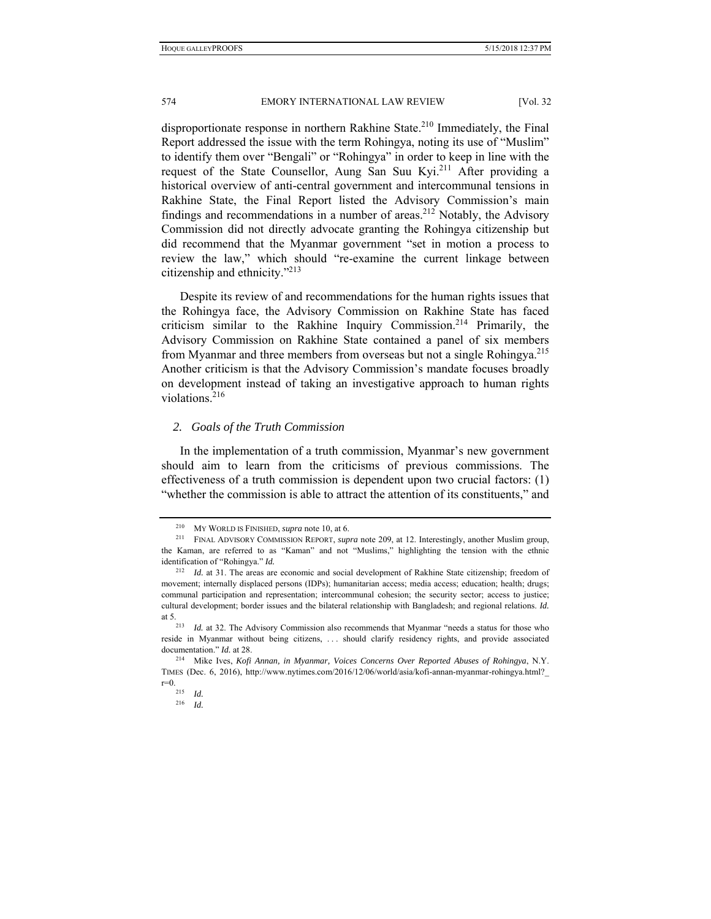disproportionate response in northern Rakhine State.[210] Immediately, the Final Report addressed the issue with the term Rohingya, noting its use of "Muslim" to identify them over "Bengali" or "Rohingya" in order to keep in line with the request of the State Counsellor, Aung San Suu Kyi.[211] After providing a historical overview of anti-central government and intercommunal tensions in Rakhine State, the Final Report listed the Advisory Commission's main findings and recommendations in a number of areas.[212] Notably, the Advisory Commission did not directly advocate granting the Rohingya citizenship but did recommend that the Myanmar government "set in motion a process to review the law," which should "re-examine the current linkage between citizenship and ethnicity."[213]

Despite its review of and recommendations for the human rights issues that the Rohingya face, the Advisory Commission on Rakhine State has faced criticism similar to the Rakhine Inquiry Commission.[214] Primarily, the Advisory Commission on Rakhine State contained a panel of six members from Myanmar and three members from overseas but not a single Rohingya.[215] Another criticism is that the Advisory Commission's mandate focuses broadly on development instead of taking an investigative approach to human rights violations.[216]

### *2. Goals of the Truth Commission*

In the implementation of a truth commission, Myanmar's new government should aim to learn from the criticisms of previous commissions. The effectiveness of a truth commission is dependent upon two crucial factors: (1) "whether the commission is able to attract the attention of its constituents," and

---

[210] MY WORLD IS FINISHED, *supra* note 10, at 6.

[211] FINAL ADVISORY COMMISSION REPORT, *supra* note 209, at 12. Interestingly, another Muslim group, the Kaman, are referred to as "Kaman" and not "Muslims," highlighting the tension with the ethnic identification of "Rohingya." *Id.*

[212] *Id.* at 31. The areas are economic and social development of Rakhine State citizenship; freedom of movement; internally displaced persons (IDPs); humanitarian access; media access; education; health; drugs; communal participation and representation; intercommunal cohesion; the security sector; access to justice; cultural development; border issues and the bilateral relationship with Bangladesh; and regional relations. *Id.* at 5.

[213] *Id.* at 32. The Advisory Commission also recommends that Myanmar "needs a status for those who reside in Myanmar without being citizens, . . . should clarify residency rights, and provide associated documentation." *Id.* at 28.

[214] Mike Ives, *Kofi Annan, in Myanmar, Voices Concerns Over Reported Abuses of Rohingya*, N.Y. TIMES (Dec. 6, 2016), http://www.nytimes.com/2016/12/06/world/asia/kofi-annan-myanmar-rohingya.html?_r=0.

[215] *Id.*

[216] *Id.*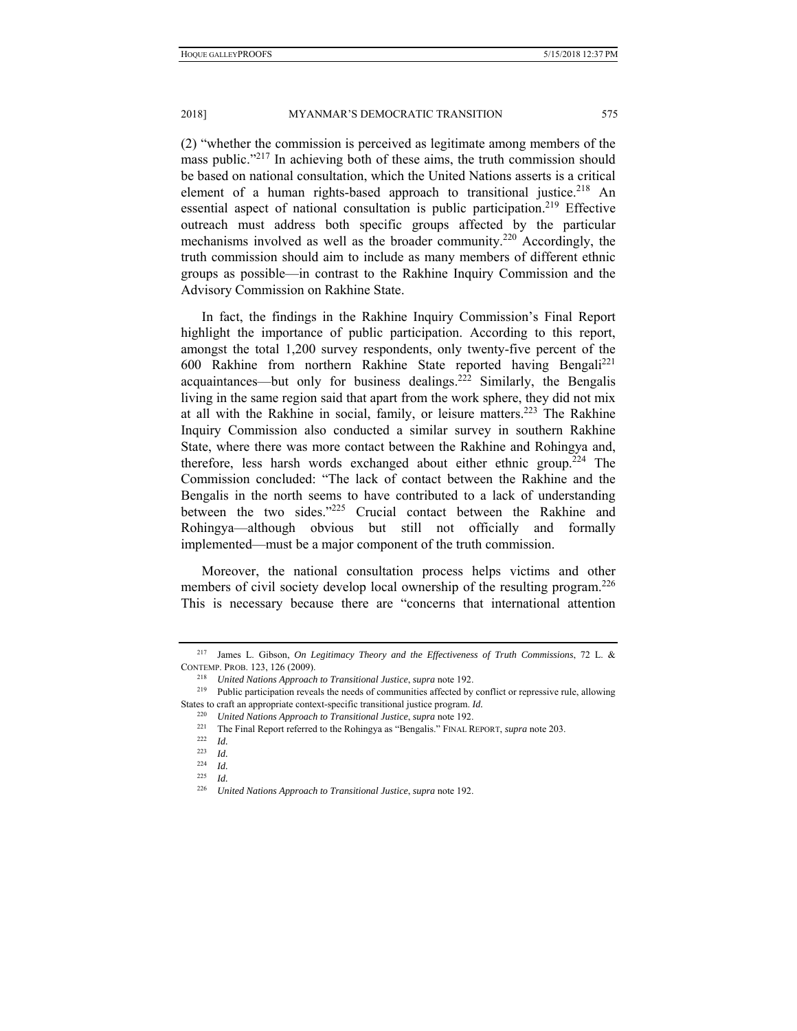(2) "whether the commission is perceived as legitimate among members of the mass public."[217] In achieving both of these aims, the truth commission should be based on national consultation, which the United Nations asserts is a critical element of a human rights-based approach to transitional justice.[218] An essential aspect of national consultation is public participation.[219] Effective outreach must address both specific groups affected by the particular mechanisms involved as well as the broader community.[220] Accordingly, the truth commission should aim to include as many members of different ethnic groups as possible—in contrast to the Rakhine Inquiry Commission and the Advisory Commission on Rakhine State.

In fact, the findings in the Rakhine Inquiry Commission's Final Report highlight the importance of public participation. According to this report, amongst the total 1,200 survey respondents, only twenty-five percent of the 600 Rakhine from northern Rakhine State reported having Bengali[221] acquaintances—but only for business dealings.[222] Similarly, the Bengalis living in the same region said that apart from the work sphere, they did not mix at all with the Rakhine in social, family, or leisure matters.[223] The Rakhine Inquiry Commission also conducted a similar survey in southern Rakhine State, where there was more contact between the Rakhine and Rohingya and, therefore, less harsh words exchanged about either ethnic group.[224] The Commission concluded: "The lack of contact between the Rakhine and the Bengalis in the north seems to have contributed to a lack of understanding between the two sides."[225] Crucial contact between the Rakhine and Rohingya—although obvious but still not officially and formally implemented—must be a major component of the truth commission.

Moreover, the national consultation process helps victims and other members of civil society develop local ownership of the resulting program.[226] This is necessary because there are "concerns that international attention

---

[217] James L. Gibson, *On Legitimacy Theory and the Effectiveness of Truth Commissions*, 72 L. & CONTEMP. PROB. 123, 126 (2009).

[218] *United Nations Approach to Transitional Justice*, *supra* note 192.

[219] Public participation reveals the needs of communities affected by conflict or repressive rule, allowing States to craft an appropriate context-specific transitional justice program. *Id.*

[220] *United Nations Approach to Transitional Justice*, *supra* note 192.

[221] The Final Report referred to the Rohingya as "Bengalis." FINAL REPORT, *supra* note 203.

[222] *Id.*

[223] *Id.*

[224] *Id.*

[225] *Id.*

[226] *United Nations Approach to Transitional Justice*, *supra* note 192.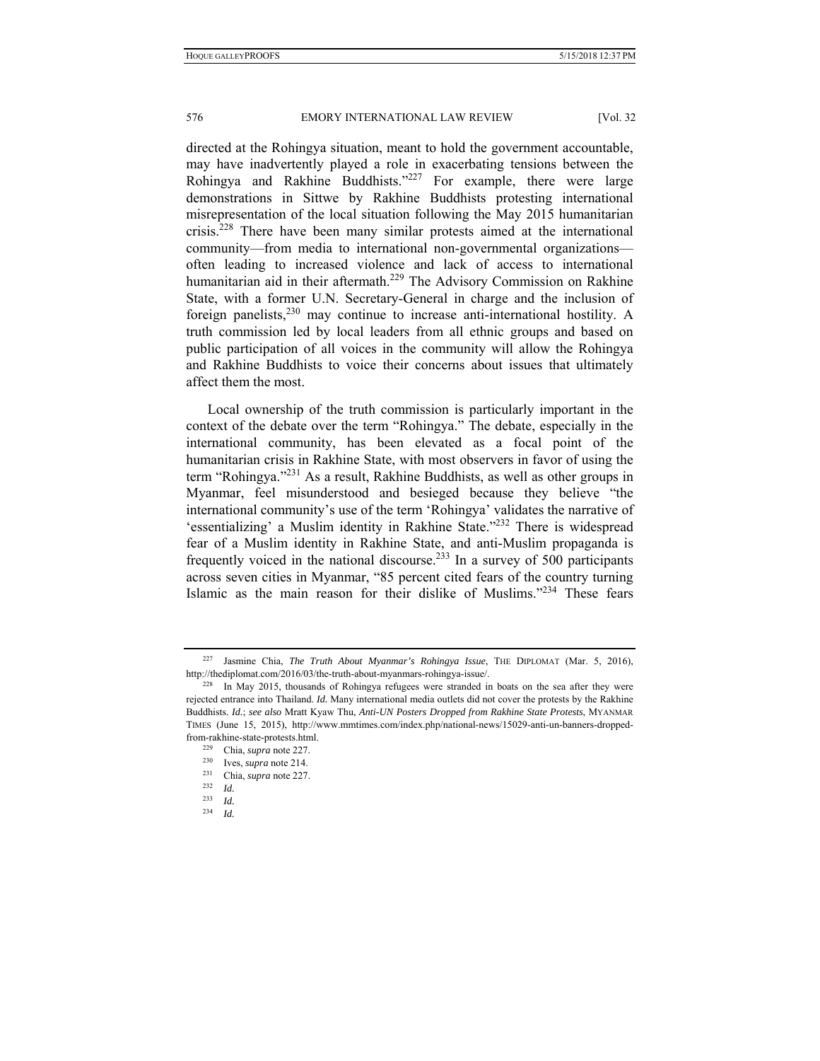directed at the Rohingya situation, meant to hold the government accountable, may have inadvertently played a role in exacerbating tensions between the Rohingya and Rakhine Buddhists."[227] For example, there were large demonstrations in Sittwe by Rakhine Buddhists protesting international misrepresentation of the local situation following the May 2015 humanitarian crisis.[228] There have been many similar protests aimed at the international community—from media to international non-governmental organizations—often leading to increased violence and lack of access to international humanitarian aid in their aftermath.[229] The Advisory Commission on Rakhine State, with a former U.N. Secretary-General in charge and the inclusion of foreign panelists,[230] may continue to increase anti-international hostility. A truth commission led by local leaders from all ethnic groups and based on public participation of all voices in the community will allow the Rohingya and Rakhine Buddhists to voice their concerns about issues that ultimately affect them the most.

Local ownership of the truth commission is particularly important in the context of the debate over the term "Rohingya." The debate, especially in the international community, has been elevated as a focal point of the humanitarian crisis in Rakhine State, with most observers in favor of using the term "Rohingya."[231] As a result, Rakhine Buddhists, as well as other groups in Myanmar, feel misunderstood and besieged because they believe "the international community's use of the term 'Rohingya' validates the narrative of 'essentializing' a Muslim identity in Rakhine State."[232] There is widespread fear of a Muslim identity in Rakhine State, and anti-Muslim propaganda is frequently voiced in the national discourse.[233] In a survey of 500 participants across seven cities in Myanmar, "85 percent cited fears of the country turning Islamic as the main reason for their dislike of Muslims."[234] These fears

---

[227] Jasmine Chia, *The Truth About Myanmar's Rohingya Issue*, THE DIPLOMAT (Mar. 5, 2016), http://thediplomat.com/2016/03/the-truth-about-myanmars-rohingya-issue/.

[228] In May 2015, thousands of Rohingya refugees were stranded in boats on the sea after they were rejected entrance into Thailand. *Id.* Many international media outlets did not cover the protests by the Rakhine Buddhists. *Id.*; *see also* Mratt Kyaw Thu, *Anti-UN Posters Dropped from Rakhine State Protests*, MYANMAR TIMES (June 15, 2015), http://www.mmtimes.com/index.php/national-news/15029-anti-un-banners-dropped-from-rakhine-state-protests.html.

[229] Chia, *supra* note 227.

[230] Ives, *supra* note 214.

[231] Chia, *supra* note 227.

[232] *Id.*

[233] *Id.*

[234] *Id.*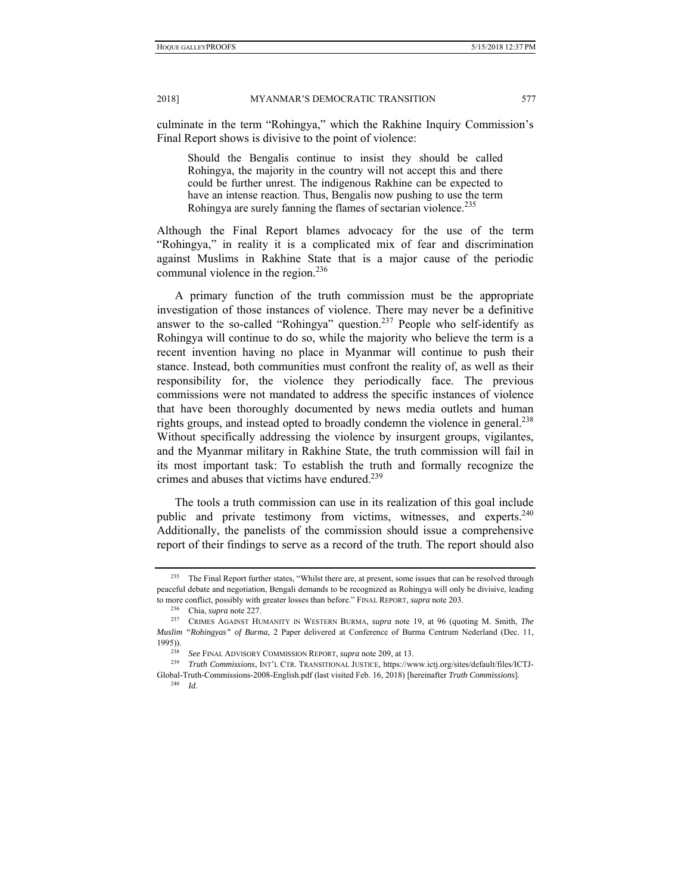culminate in the term "Rohingya," which the Rakhine Inquiry Commission's Final Report shows is divisive to the point of violence:

> Should the Bengalis continue to insist they should be called Rohingya, the majority in the country will not accept this and there could be further unrest. The indigenous Rakhine can be expected to have an intense reaction. Thus, Bengalis now pushing to use the term Rohingya are surely fanning the flames of sectarian violence.[235]

Although the Final Report blames advocacy for the use of the term "Rohingya," in reality it is a complicated mix of fear and discrimination against Muslims in Rakhine State that is a major cause of the periodic communal violence in the region.[236]

A primary function of the truth commission must be the appropriate investigation of those instances of violence. There may never be a definitive answer to the so-called "Rohingya" question.[237] People who self-identify as Rohingya will continue to do so, while the majority who believe the term is a recent invention having no place in Myanmar will continue to push their stance. Instead, both communities must confront the reality of, as well as their responsibility for, the violence they periodically face. The previous commissions were not mandated to address the specific instances of violence that have been thoroughly documented by news media outlets and human rights groups, and instead opted to broadly condemn the violence in general.[238] Without specifically addressing the violence by insurgent groups, vigilantes, and the Myanmar military in Rakhine State, the truth commission will fail in its most important task: To establish the truth and formally recognize the crimes and abuses that victims have endured.[239]

The tools a truth commission can use in its realization of this goal include public and private testimony from victims, witnesses, and experts.[240] Additionally, the panelists of the commission should issue a comprehensive report of their findings to serve as a record of the truth. The report should also

---

[235] The Final Report further states, "Whilst there are, at present, some issues that can be resolved through peaceful debate and negotiation, Bengali demands to be recognized as Rohingya will only be divisive, leading to more conflict, possibly with greater losses than before." FINAL REPORT, *supra* note 203.

[236] Chia, *supra* note 227.

[237] CRIMES AGAINST HUMANITY IN WESTERN BURMA, *supra* note 19, at 96 (quoting M. Smith, *The Muslim "Rohingyas" of Burma*, 2 Paper delivered at Conference of Burma Centrum Nederland (Dec. 11, 1995)).

[238] *See* FINAL ADVISORY COMMISSION REPORT, *supra* note 209, at 13.

[239] *Truth Commissions*, INT'L CTR. TRANSITIONAL JUSTICE, https://www.ictj.org/sites/default/files/ICTJ-Global-Truth-Commissions-2008-English.pdf (last visited Feb. 16, 2018) [hereinafter *Truth Commissions*].

[240] *Id.*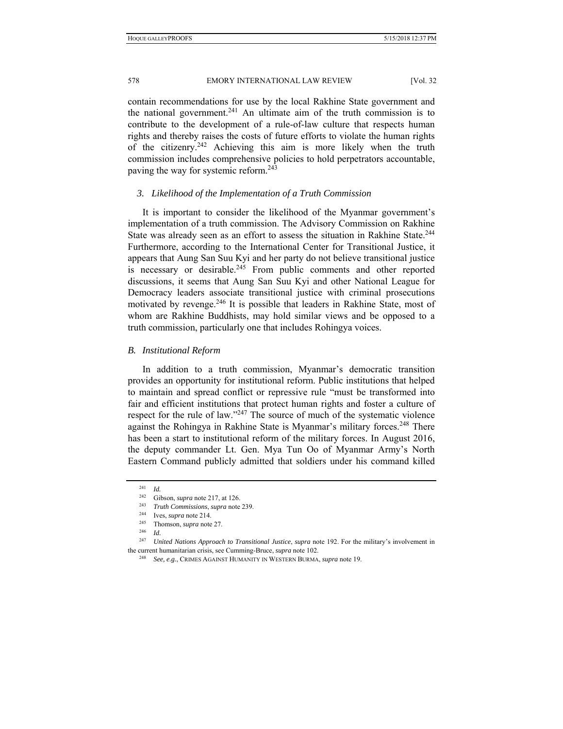contain recommendations for use by the local Rakhine State government and the national government.[241] An ultimate aim of the truth commission is to contribute to the development of a rule-of-law culture that respects human rights and thereby raises the costs of future efforts to violate the human rights of the citizenry.[242] Achieving this aim is more likely when the truth commission includes comprehensive policies to hold perpetrators accountable, paving the way for systemic reform.[243]

### *3. Likelihood of the Implementation of a Truth Commission*

It is important to consider the likelihood of the Myanmar government's implementation of a truth commission. The Advisory Commission on Rakhine State was already seen as an effort to assess the situation in Rakhine State.[244] Furthermore, according to the International Center for Transitional Justice, it appears that Aung San Suu Kyi and her party do not believe transitional justice is necessary or desirable.[245] From public comments and other reported discussions, it seems that Aung San Suu Kyi and other National League for Democracy leaders associate transitional justice with criminal prosecutions motivated by revenge.[246] It is possible that leaders in Rakhine State, most of whom are Rakhine Buddhists, may hold similar views and be opposed to a truth commission, particularly one that includes Rohingya voices.

## *B. Institutional Reform*

In addition to a truth commission, Myanmar's democratic transition provides an opportunity for institutional reform. Public institutions that helped to maintain and spread conflict or repressive rule "must be transformed into fair and efficient institutions that protect human rights and foster a culture of respect for the rule of law."[247] The source of much of the systematic violence against the Rohingya in Rakhine State is Myanmar's military forces.[248] There has been a start to institutional reform of the military forces. In August 2016, the deputy commander Lt. Gen. Mya Tun Oo of Myanmar Army's North Eastern Command publicly admitted that soldiers under his command killed

---

[241] *Id.*

[242] Gibson, *supra* note 217, at 126.

[243] *Truth Commissions*, *supra* note 239.

[244] Ives, *supra* note 214.

[245] Thomson, *supra* note 27.

[246] *Id.*

[247] *United Nations Approach to Transitional Justice*, *supra* note 192. For the military's involvement in the current humanitarian crisis, see Cumming-Bruce, *supra* note 102.

[248] *See, e.g.*, CRIMES AGAINST HUMANITY IN WESTERN BURMA, *supra* note 19.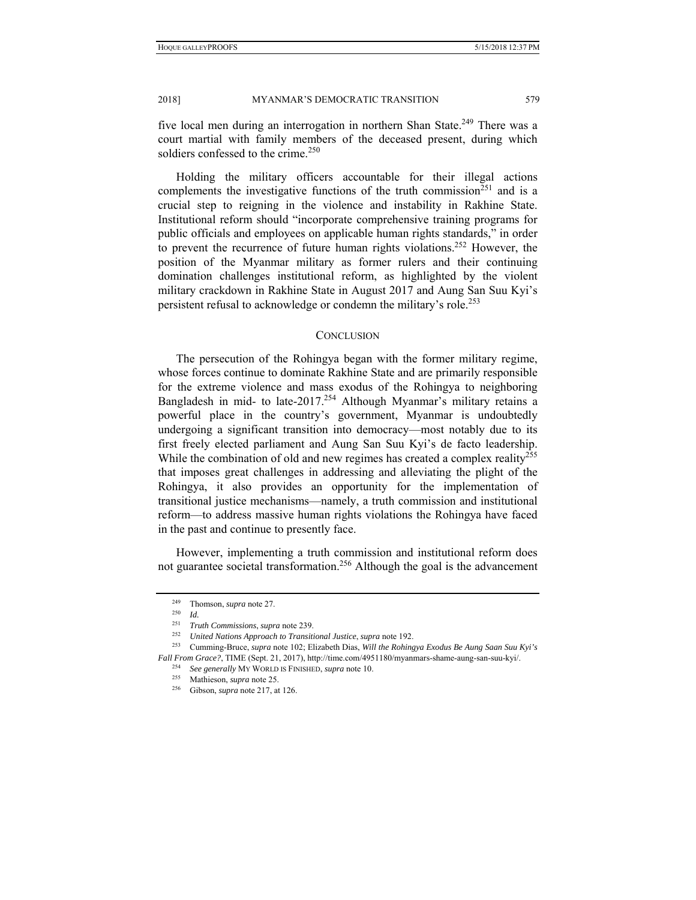five local men during an interrogation in northern Shan State.[249] There was a court martial with family members of the deceased present, during which soldiers confessed to the crime.[250]

Holding the military officers accountable for their illegal actions complements the investigative functions of the truth commission[251] and is a crucial step to reigning in the violence and instability in Rakhine State. Institutional reform should "incorporate comprehensive training programs for public officials and employees on applicable human rights standards," in order to prevent the recurrence of future human rights violations.[252] However, the position of the Myanmar military as former rulers and their continuing domination challenges institutional reform, as highlighted by the violent military crackdown in Rakhine State in August 2017 and Aung San Suu Kyi's persistent refusal to acknowledge or condemn the military's role.[253]

## CONCLUSION

The persecution of the Rohingya began with the former military regime, whose forces continue to dominate Rakhine State and are primarily responsible for the extreme violence and mass exodus of the Rohingya to neighboring Bangladesh in mid- to late-2017.[254] Although Myanmar's military retains a powerful place in the country's government, Myanmar is undoubtedly undergoing a significant transition into democracy—most notably due to its first freely elected parliament and Aung San Suu Kyi's de facto leadership. While the combination of old and new regimes has created a complex reality[255] that imposes great challenges in addressing and alleviating the plight of the Rohingya, it also provides an opportunity for the implementation of transitional justice mechanisms—namely, a truth commission and institutional reform—to address massive human rights violations the Rohingya have faced in the past and continue to presently face.

However, implementing a truth commission and institutional reform does not guarantee societal transformation.[256] Although the goal is the advancement

---

[249] Thomson, *supra* note 27.

[250] *Id.*

[251] *Truth Commissions*, *supra* note 239.

[252] *United Nations Approach to Transitional Justice*, *supra* note 192.

[253] Cumming-Bruce, *supra* note 102; Elizabeth Dias, *Will the Rohingya Exodus Be Aung Saan Suu Kyi's Fall From Grace?*, TIME (Sept. 21, 2017), http://time.com/4951180/myanmars-shame-aung-san-suu-kyi/.

[254] *See generally* MY WORLD IS FINISHED, *supra* note 10.

[255] Mathieson, *supra* note 25.

[256] Gibson, *supra* note 217, at 126.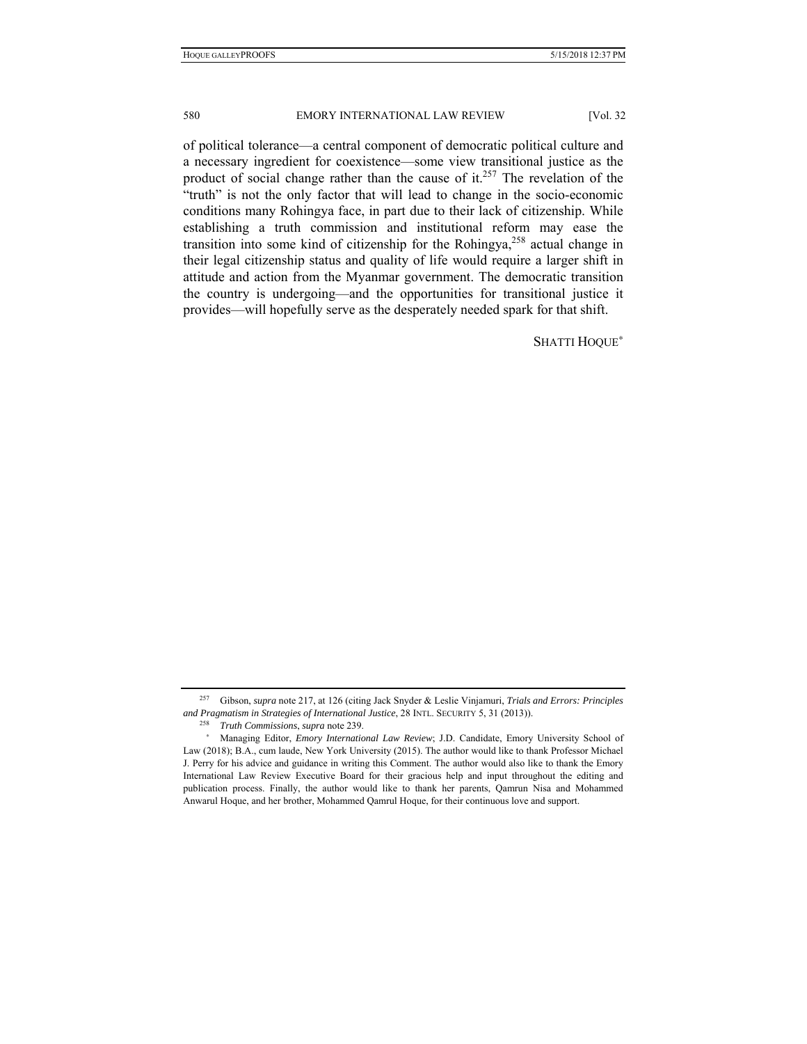of political tolerance—a central component of democratic political culture and a necessary ingredient for coexistence—some view transitional justice as the product of social change rather than the cause of it.[257] The revelation of the "truth" is not the only factor that will lead to change in the socio-economic conditions many Rohingya face, in part due to their lack of citizenship. While establishing a truth commission and institutional reform may ease the transition into some kind of citizenship for the Rohingya,[258] actual change in their legal citizenship status and quality of life would require a larger shift in attitude and action from the Myanmar government. The democratic transition the country is undergoing—and the opportunities for transitional justice it provides—will hopefully serve as the desperately needed spark for that shift.

SHATTI HOQUE[*]

---

[257] Gibson, *supra* note 217, at 126 (citing Jack Snyder & Leslie Vinjamuri, *Trials and Errors: Principles and Pragmatism in Strategies of International Justice*, 28 INTL. SECURITY 5, 31 (2013)).

[258] *Truth Commissions*, *supra* note 239.

[*] Managing Editor, *Emory International Law Review*; J.D. Candidate, Emory University School of Law (2018); B.A., cum laude, New York University (2015). The author would like to thank Professor Michael J. Perry for his advice and guidance in writing this Comment. The author would also like to thank the Emory International Law Review Executive Board for their gracious help and input throughout the editing and publication process. Finally, the author would like to thank her parents, Qamrun Nisa and Mohammed Anwarul Hoque, and her brother, Mohammed Qamrul Hoque, for their continuous love and support.